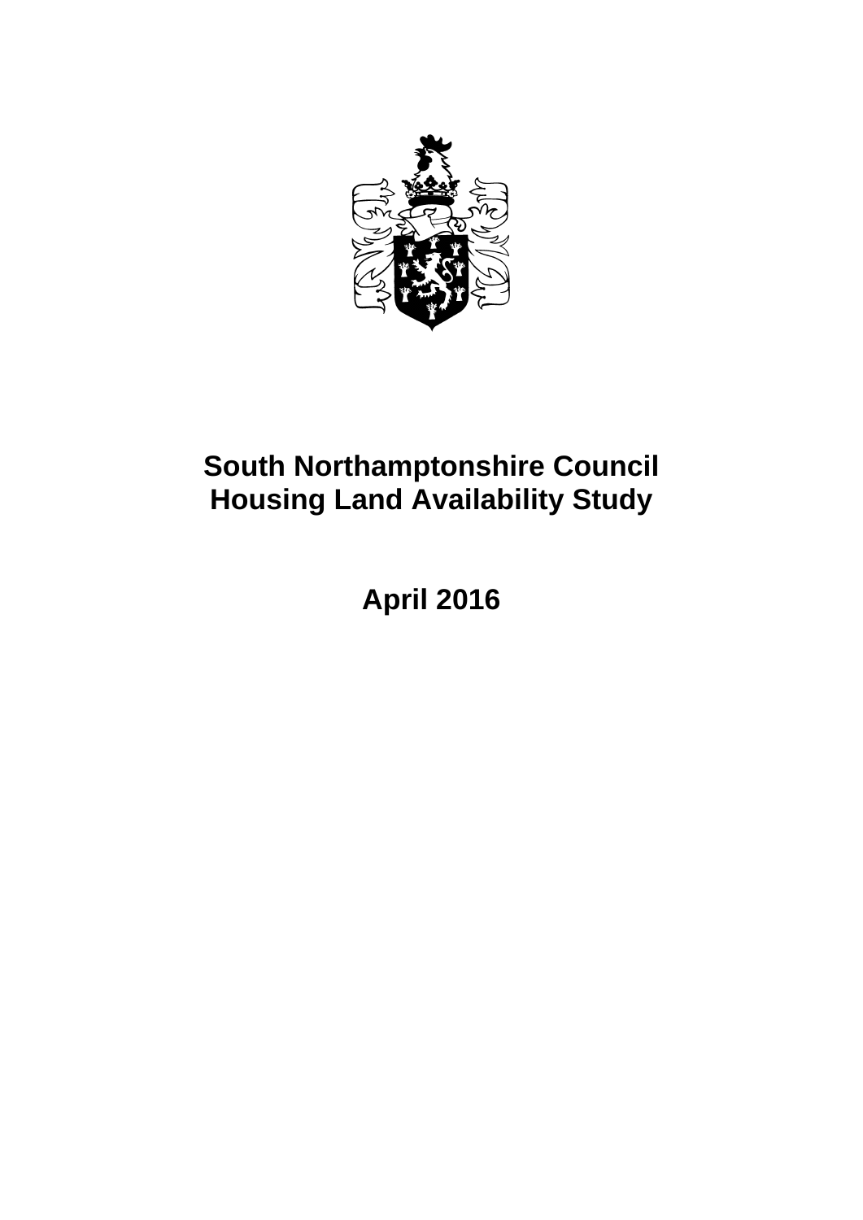# South Northamptonshire Council Housing Land Availability Study

## April 2016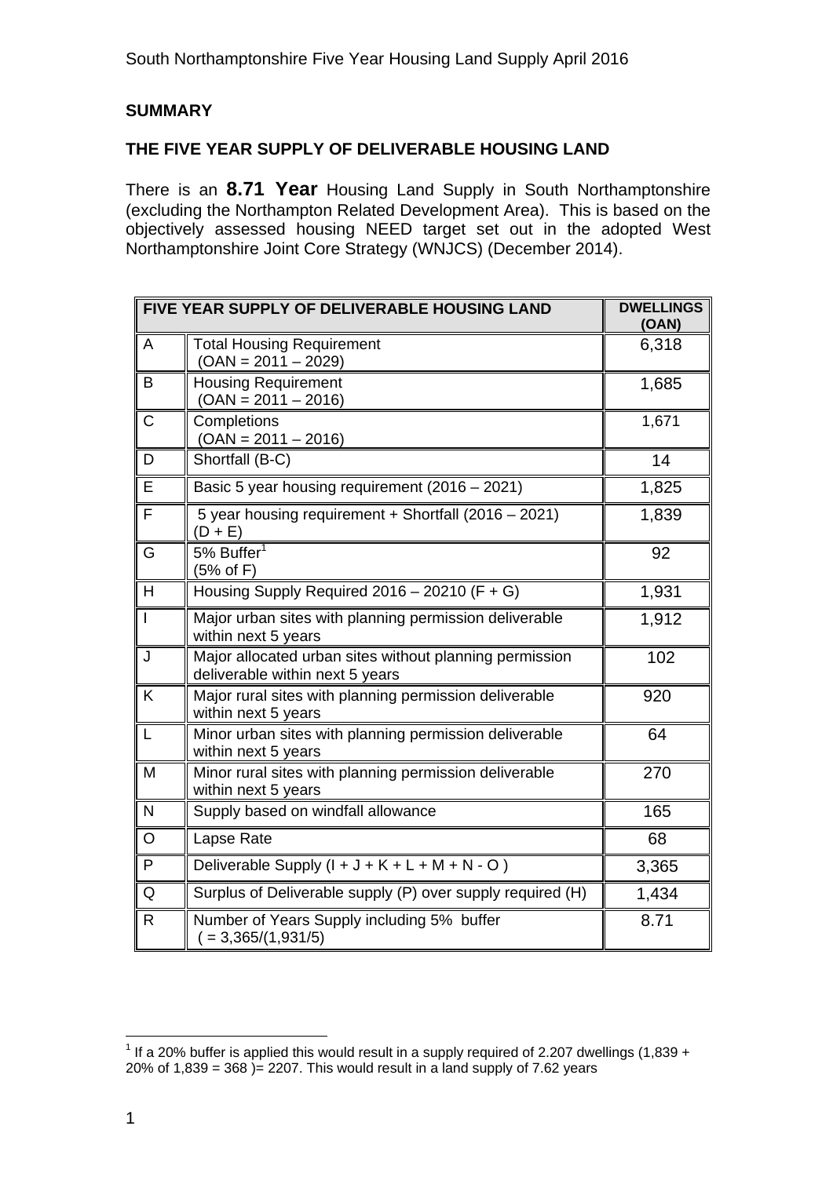## SUMMARY

### THE FIVE YEAR SUPPLY OF DELIVERABLE HOUSING LAND

There is an **8.71 Year** Housing Land Supply in South Northamptonshire (excluding the Northampton Related Development Area). This is based on the objectively assessed housing NEED target set out in the adopted West Northamptonshire Joint Core Strategy (WNJCS) (December 2014).

| FIVE YEAR SUPPLY OF DELIVERABLE HOUSING LAND | | DWELLINGS (OAN) |
|---|---|---|
| A | Total Housing Requirement (OAN = 2011 – 2029) | 6,318 |
| B | Housing Requirement (OAN = 2011 – 2016) | 1,685 |
| C | Completions (OAN = 2011 – 2016) | 1,671 |
| D | Shortfall (B-C) | 14 |
| E | Basic 5 year housing requirement (2016 – 2021) | 1,825 |
| F | 5 year housing requirement + Shortfall (2016 – 2021) (D + E) | 1,839 |
| G | 5% Buffer[1] (5% of F) | 92 |
| H | Housing Supply Required 2016 – 20210 (F + G) | 1,931 |
| I | Major urban sites with planning permission deliverable within next 5 years | 1,912 |
| J | Major allocated urban sites without planning permission deliverable within next 5 years | 102 |
| K | Major rural sites with planning permission deliverable within next 5 years | 920 |
| L | Minor urban sites with planning permission deliverable within next 5 years | 64 |
| M | Minor rural sites with planning permission deliverable within next 5 years | 270 |
| N | Supply based on windfall allowance | 165 |
| O | Lapse Rate | 68 |
| P | Deliverable Supply (I + J + K + L + M + N - O ) | 3,365 |
| Q | Surplus of Deliverable supply (P) over supply required (H) | 1,434 |
| R | Number of Years Supply including 5% buffer ( = 3,365/(1,931/5) | 8.71 |

[1] If a 20% buffer is applied this would result in a supply required of 2.207 dwellings (1,839 + 20% of 1,839 = 368 )= 2207. This would result in a land supply of 7.62 years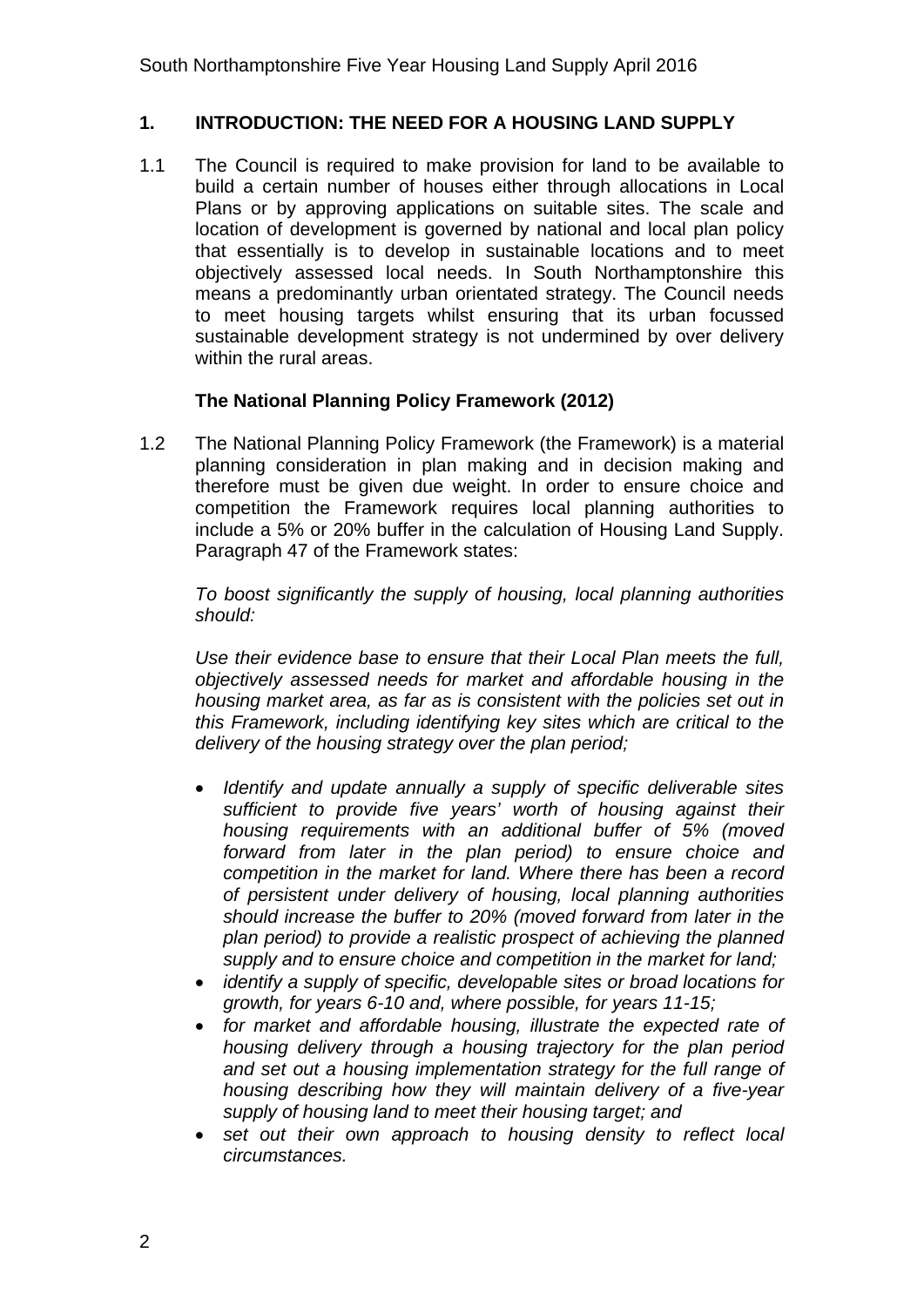## 1. INTRODUCTION: THE NEED FOR A HOUSING LAND SUPPLY

1.1 The Council is required to make provision for land to be available to build a certain number of houses either through allocations in Local Plans or by approving applications on suitable sites. The scale and location of development is governed by national and local plan policy that essentially is to develop in sustainable locations and to meet objectively assessed local needs. In South Northamptonshire this means a predominantly urban orientated strategy. The Council needs to meet housing targets whilst ensuring that its urban focussed sustainable development strategy is not undermined by over delivery within the rural areas.

### The National Planning Policy Framework (2012)

1.2 The National Planning Policy Framework (the Framework) is a material planning consideration in plan making and in decision making and therefore must be given due weight. In order to ensure choice and competition the Framework requires local planning authorities to include a 5% or 20% buffer in the calculation of Housing Land Supply. Paragraph 47 of the Framework states:

*To boost significantly the supply of housing, local planning authorities should:*

*Use their evidence base to ensure that their Local Plan meets the full, objectively assessed needs for market and affordable housing in the housing market area, as far as is consistent with the policies set out in this Framework, including identifying key sites which are critical to the delivery of the housing strategy over the plan period;*

- *Identify and update annually a supply of specific deliverable sites sufficient to provide five years' worth of housing against their housing requirements with an additional buffer of 5% (moved forward from later in the plan period) to ensure choice and competition in the market for land. Where there has been a record of persistent under delivery of housing, local planning authorities should increase the buffer to 20% (moved forward from later in the plan period) to provide a realistic prospect of achieving the planned supply and to ensure choice and competition in the market for land;*
- *identify a supply of specific, developable sites or broad locations for growth, for years 6-10 and, where possible, for years 11-15;*
- *for market and affordable housing, illustrate the expected rate of housing delivery through a housing trajectory for the plan period and set out a housing implementation strategy for the full range of housing describing how they will maintain delivery of a five-year supply of housing land to meet their housing target; and*
- *set out their own approach to housing density to reflect local circumstances.*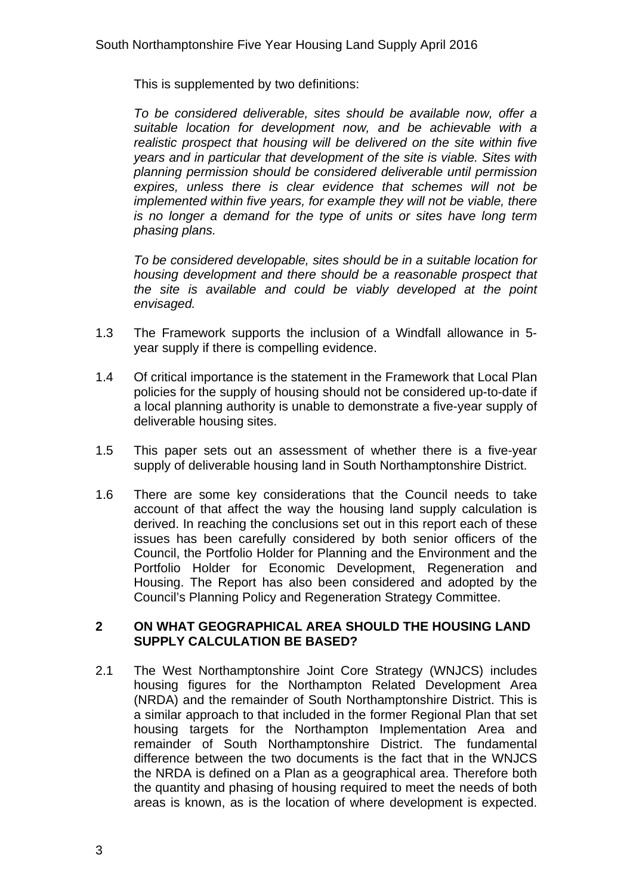This is supplemented by two definitions:

*To be considered deliverable, sites should be available now, offer a suitable location for development now, and be achievable with a realistic prospect that housing will be delivered on the site within five years and in particular that development of the site is viable. Sites with planning permission should be considered deliverable until permission expires, unless there is clear evidence that schemes will not be implemented within five years, for example they will not be viable, there is no longer a demand for the type of units or sites have long term phasing plans.*

*To be considered developable, sites should be in a suitable location for housing development and there should be a reasonable prospect that the site is available and could be viably developed at the point envisaged.*

1.3 The Framework supports the inclusion of a Windfall allowance in 5-year supply if there is compelling evidence.

1.4 Of critical importance is the statement in the Framework that Local Plan policies for the supply of housing should not be considered up-to-date if a local planning authority is unable to demonstrate a five-year supply of deliverable housing sites.

1.5 This paper sets out an assessment of whether there is a five-year supply of deliverable housing land in South Northamptonshire District.

1.6 There are some key considerations that the Council needs to take account of that affect the way the housing land supply calculation is derived. In reaching the conclusions set out in this report each of these issues has been carefully considered by both senior officers of the Council, the Portfolio Holder for Planning and the Environment and the Portfolio Holder for Economic Development, Regeneration and Housing. The Report has also been considered and adopted by the Council's Planning Policy and Regeneration Strategy Committee.

## 2 ON WHAT GEOGRAPHICAL AREA SHOULD THE HOUSING LAND SUPPLY CALCULATION BE BASED?

2.1 The West Northamptonshire Joint Core Strategy (WNJCS) includes housing figures for the Northampton Related Development Area (NRDA) and the remainder of South Northamptonshire District. This is a similar approach to that included in the former Regional Plan that set housing targets for the Northampton Implementation Area and remainder of South Northamptonshire District. The fundamental difference between the two documents is the fact that in the WNJCS the NRDA is defined on a Plan as a geographical area. Therefore both the quantity and phasing of housing required to meet the needs of both areas is known, as is the location of where development is expected.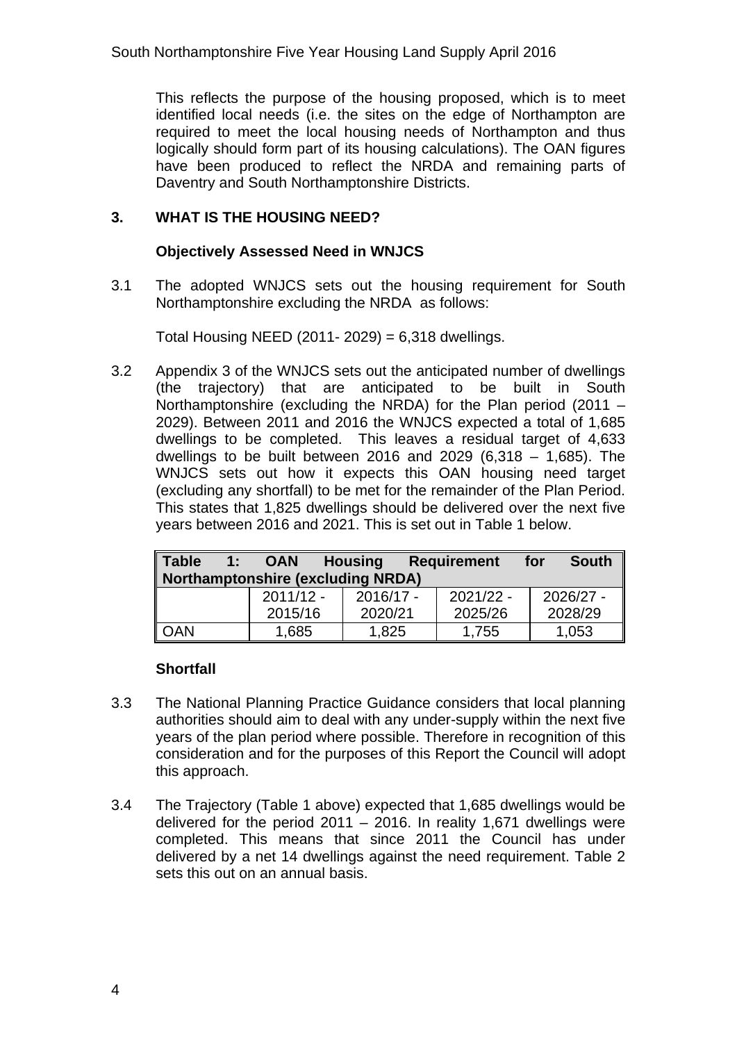This reflects the purpose of the housing proposed, which is to meet identified local needs (i.e. the sites on the edge of Northampton are required to meet the local housing needs of Northampton and thus logically should form part of its housing calculations). The OAN figures have been produced to reflect the NRDA and remaining parts of Daventry and South Northamptonshire Districts.

## 3. WHAT IS THE HOUSING NEED?

### Objectively Assessed Need in WNJCS

3.1 The adopted WNJCS sets out the housing requirement for South Northamptonshire excluding the NRDA as follows:

Total Housing NEED (2011- 2029) = 6,318 dwellings.

3.2 Appendix 3 of the WNJCS sets out the anticipated number of dwellings (the trajectory) that are anticipated to be built in South Northamptonshire (excluding the NRDA) for the Plan period (2011 – 2029). Between 2011 and 2016 the WNJCS expected a total of 1,685 dwellings to be completed. This leaves a residual target of 4,633 dwellings to be built between 2016 and 2029 (6,318 – 1,685). The WNJCS sets out how it expects this OAN housing need target (excluding any shortfall) to be met for the remainder of the Plan Period. This states that 1,825 dwellings should be delivered over the next five years between 2016 and 2021. This is set out in Table 1 below.

**Table 1: OAN Housing Requirement for South Northamptonshire (excluding NRDA)**

| | 2011/12 - 2015/16 | 2016/17 - 2020/21 | 2021/22 - 2025/26 | 2026/27 - 2028/29 |
|---|---|---|---|---|
| OAN | 1,685 | 1,825 | 1,755 | 1,053 |

### Shortfall

3.3 The National Planning Practice Guidance considers that local planning authorities should aim to deal with any under-supply within the next five years of the plan period where possible. Therefore in recognition of this consideration and for the purposes of this Report the Council will adopt this approach.

3.4 The Trajectory (Table 1 above) expected that 1,685 dwellings would be delivered for the period 2011 – 2016. In reality 1,671 dwellings were completed. This means that since 2011 the Council has under delivered by a net 14 dwellings against the need requirement. Table 2 sets this out on an annual basis.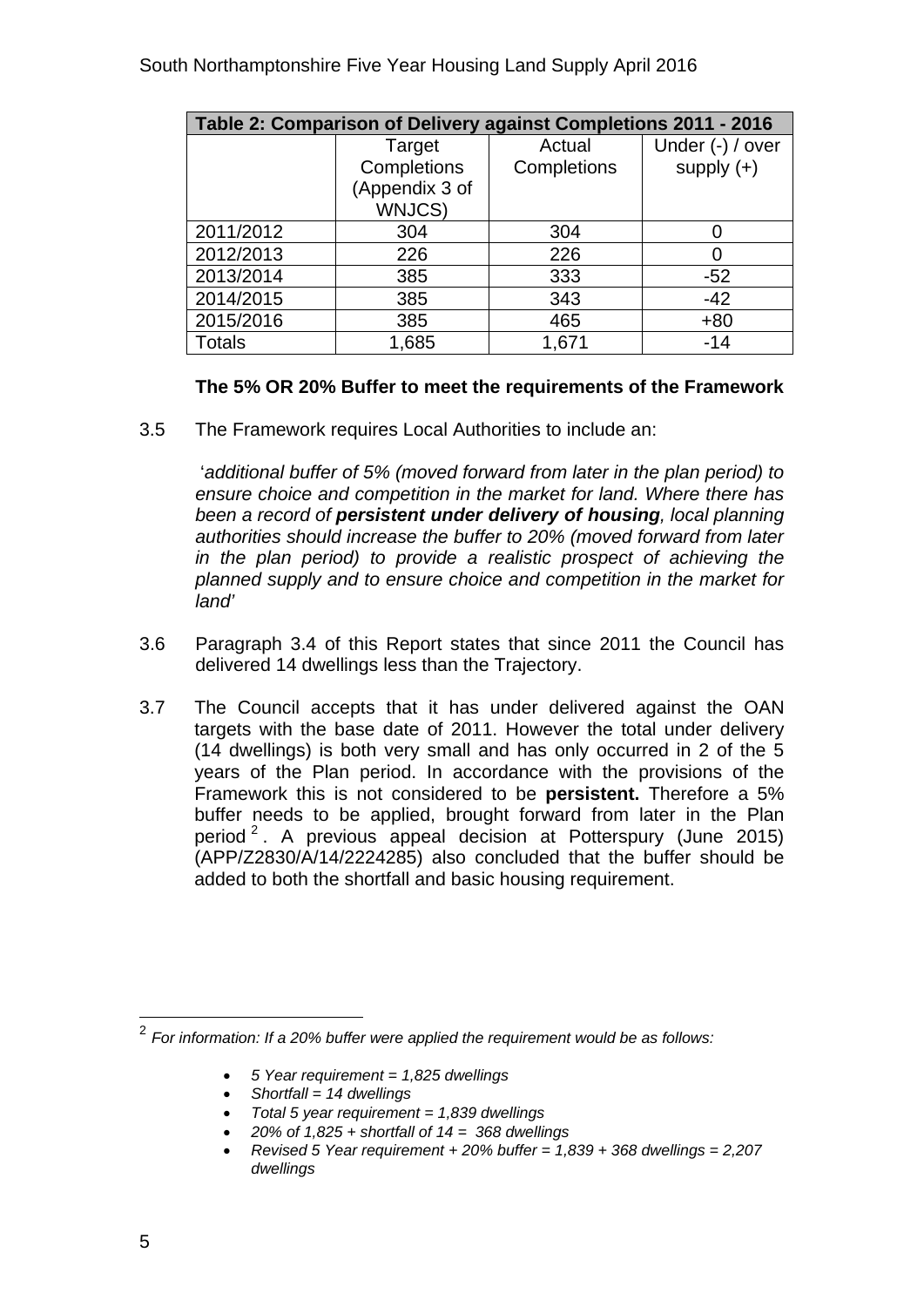| Table 2: Comparison of Delivery against Completions 2011 - 2016 | | | |
|---|---|---|---|
| | Target Completions (Appendix 3 of WNJCS) | Actual Completions | Under (-) / over supply (+) |
| 2011/2012 | 304 | 304 | 0 |
| 2012/2013 | 226 | 226 | 0 |
| 2013/2014 | 385 | 333 | -52 |
| 2014/2015 | 385 | 343 | -42 |
| 2015/2016 | 385 | 465 | +80 |
| Totals | 1,685 | 1,671 | -14 |

**The 5% OR 20% Buffer to meet the requirements of the Framework**

3.5 The Framework requires Local Authorities to include an:

'*additional buffer of 5% (moved forward from later in the plan period) to ensure choice and competition in the market for land. Where there has been a record of **persistent under delivery of housing**, local planning authorities should increase the buffer to 20% (moved forward from later in the plan period) to provide a realistic prospect of achieving the planned supply and to ensure choice and competition in the market for land*'

3.6 Paragraph 3.4 of this Report states that since 2011 the Council has delivered 14 dwellings less than the Trajectory.

3.7 The Council accepts that it has under delivered against the OAN targets with the base date of 2011. However the total under delivery (14 dwellings) is both very small and has only occurred in 2 of the 5 years of the Plan period. In accordance with the provisions of the Framework this is not considered to be **persistent.** Therefore a 5% buffer needs to be applied, brought forward from later in the Plan period[2]. A previous appeal decision at Potterspury (June 2015) (APP/Z2830/A/14/2224285) also concluded that the buffer should be added to both the shortfall and basic housing requirement.

---

[2] *For information: If a 20% buffer were applied the requirement would be as follows:*

- *5 Year requirement = 1,825 dwellings*
- *Shortfall = 14 dwellings*
- *Total 5 year requirement = 1,839 dwellings*
- *20% of 1,825 + shortfall of 14 = 368 dwellings*
- *Revised 5 Year requirement + 20% buffer = 1,839 + 368 dwellings = 2,207 dwellings*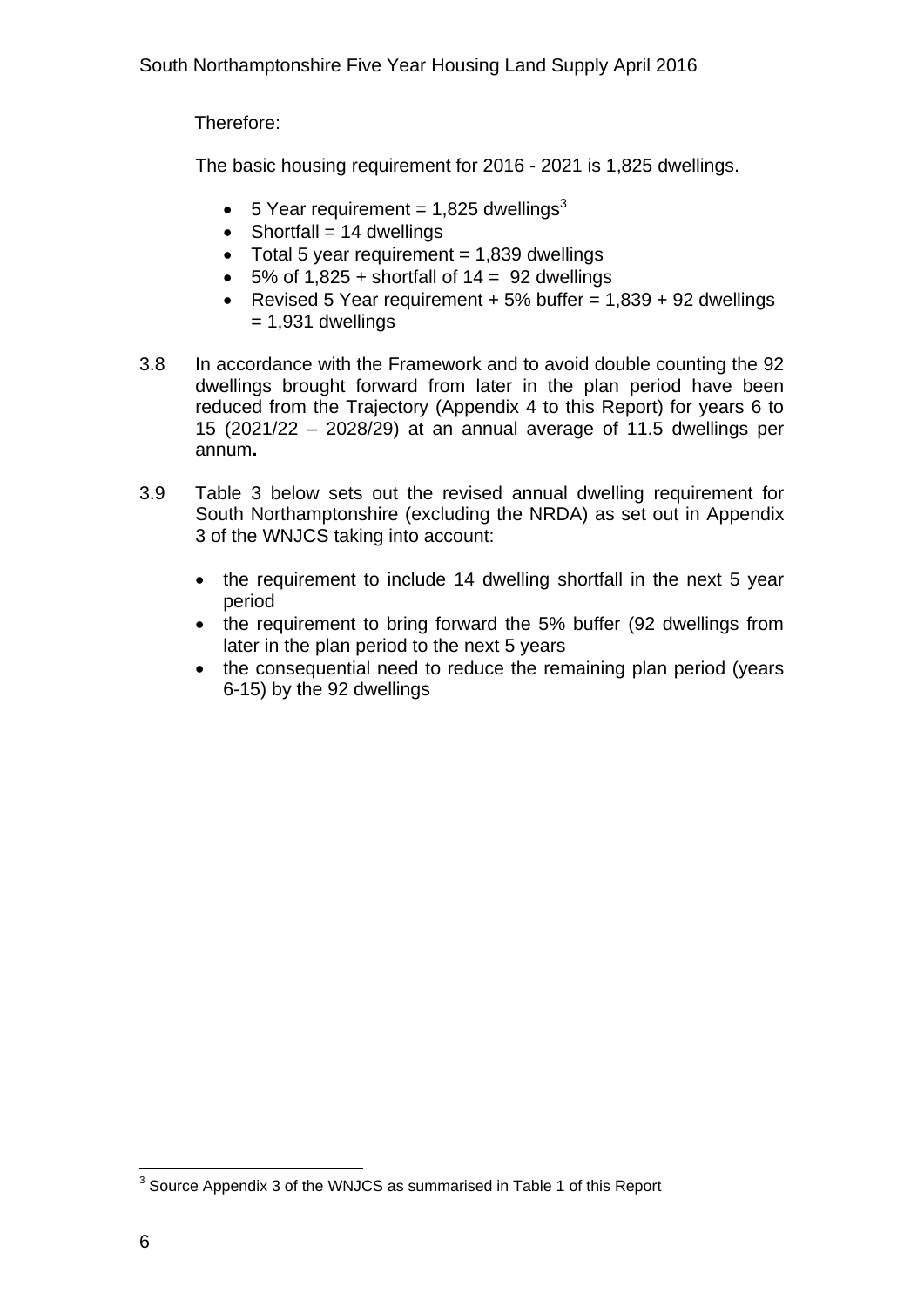Therefore:

The basic housing requirement for 2016 - 2021 is 1,825 dwellings.

- 5 Year requirement = 1,825 dwellings[3]
- Shortfall = 14 dwellings
- Total 5 year requirement = 1,839 dwellings
- 5% of 1,825 + shortfall of 14 = 92 dwellings
- Revised 5 Year requirement + 5% buffer = 1,839 + 92 dwellings = 1,931 dwellings

3.8 In accordance with the Framework and to avoid double counting the 92 dwellings brought forward from later in the plan period have been reduced from the Trajectory (Appendix 4 to this Report) for years 6 to 15 (2021/22 – 2028/29) at an annual average of 11.5 dwellings per annum**.**

3.9 Table 3 below sets out the revised annual dwelling requirement for South Northamptonshire (excluding the NRDA) as set out in Appendix 3 of the WNJCS taking into account:

- the requirement to include 14 dwelling shortfall in the next 5 year period
- the requirement to bring forward the 5% buffer (92 dwellings from later in the plan period to the next 5 years
- the consequential need to reduce the remaining plan period (years 6-15) by the 92 dwellings

[3] Source Appendix 3 of the WNJCS as summarised in Table 1 of this Report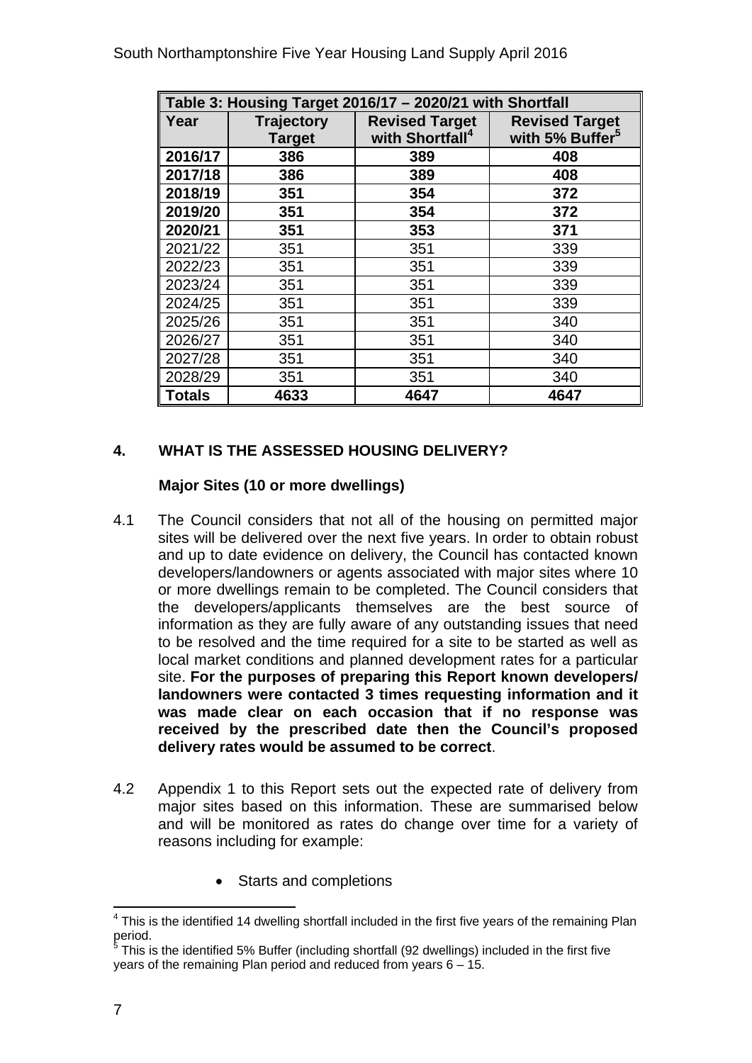| Table 3: Housing Target 2016/17 – 2020/21 with Shortfall | | | |
|---|---|---|---|
| **Year** | **Trajectory Target** | **Revised Target with Shortfall[4]** | **Revised Target with 5% Buffer[5]** |
| **2016/17** | **386** | **389** | **408** |
| **2017/18** | **386** | **389** | **408** |
| **2018/19** | **351** | **354** | **372** |
| **2019/20** | **351** | **354** | **372** |
| **2020/21** | **351** | **353** | **371** |
| 2021/22 | 351 | 351 | 339 |
| 2022/23 | 351 | 351 | 339 |
| 2023/24 | 351 | 351 | 339 |
| 2024/25 | 351 | 351 | 339 |
| 2025/26 | 351 | 351 | 340 |
| 2026/27 | 351 | 351 | 340 |
| 2027/28 | 351 | 351 | 340 |
| 2028/29 | 351 | 351 | 340 |
| **Totals** | **4633** | **4647** | **4647** |

## 4. WHAT IS THE ASSESSED HOUSING DELIVERY?

### Major Sites (10 or more dwellings)

4.1 The Council considers that not all of the housing on permitted major sites will be delivered over the next five years. In order to obtain robust and up to date evidence on delivery, the Council has contacted known developers/landowners or agents associated with major sites where 10 or more dwellings remain to be completed. The Council considers that the developers/applicants themselves are the best source of information as they are fully aware of any outstanding issues that need to be resolved and the time required for a site to be started as well as local market conditions and planned development rates for a particular site. **For the purposes of preparing this Report known developers/ landowners were contacted 3 times requesting information and it was made clear on each occasion that if no response was received by the prescribed date then the Council's proposed delivery rates would be assumed to be correct**.

4.2 Appendix 1 to this Report sets out the expected rate of delivery from major sites based on this information. These are summarised below and will be monitored as rates do change over time for a variety of reasons including for example:

- Starts and completions

[4] This is the identified 14 dwelling shortfall included in the first five years of the remaining Plan period.

[5] This is the identified 5% Buffer (including shortfall (92 dwellings) included in the first five years of the remaining Plan period and reduced from years 6 – 15.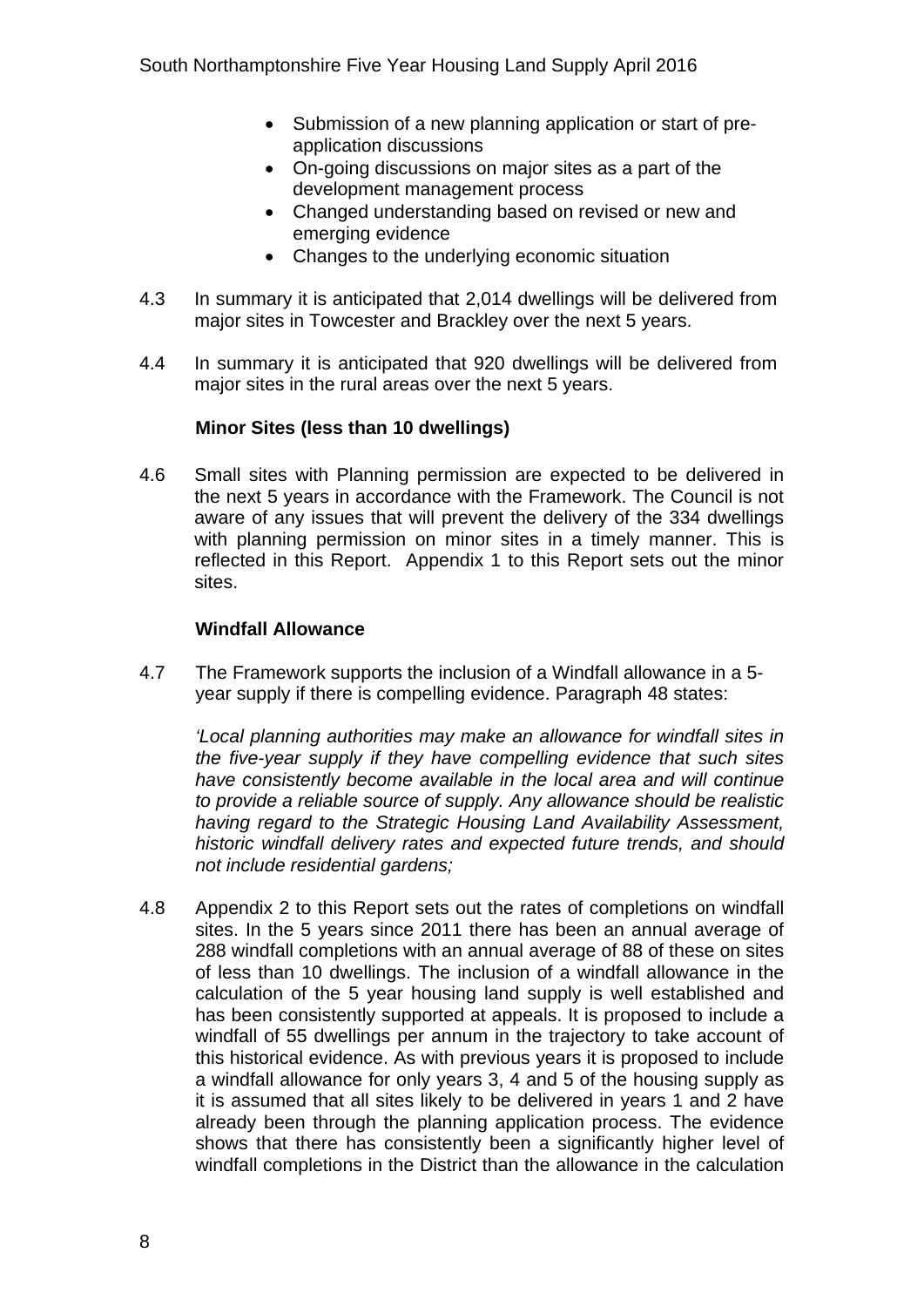- Submission of a new planning application or start of pre-application discussions
- On-going discussions on major sites as a part of the development management process
- Changed understanding based on revised or new and emerging evidence
- Changes to the underlying economic situation

4.3 In summary it is anticipated that 2,014 dwellings will be delivered from major sites in Towcester and Brackley over the next 5 years.

4.4 In summary it is anticipated that 920 dwellings will be delivered from major sites in the rural areas over the next 5 years.

**Minor Sites (less than 10 dwellings)**

4.6 Small sites with Planning permission are expected to be delivered in the next 5 years in accordance with the Framework. The Council is not aware of any issues that will prevent the delivery of the 334 dwellings with planning permission on minor sites in a timely manner. This is reflected in this Report. Appendix 1 to this Report sets out the minor sites.

**Windfall Allowance**

4.7 The Framework supports the inclusion of a Windfall allowance in a 5-year supply if there is compelling evidence. Paragraph 48 states:

*'Local planning authorities may make an allowance for windfall sites in the five-year supply if they have compelling evidence that such sites have consistently become available in the local area and will continue to provide a reliable source of supply. Any allowance should be realistic having regard to the Strategic Housing Land Availability Assessment, historic windfall delivery rates and expected future trends, and should not include residential gardens;*

4.8 Appendix 2 to this Report sets out the rates of completions on windfall sites. In the 5 years since 2011 there has been an annual average of 288 windfall completions with an annual average of 88 of these on sites of less than 10 dwellings. The inclusion of a windfall allowance in the calculation of the 5 year housing land supply is well established and has been consistently supported at appeals. It is proposed to include a windfall of 55 dwellings per annum in the trajectory to take account of this historical evidence. As with previous years it is proposed to include a windfall allowance for only years 3, 4 and 5 of the housing supply as it is assumed that all sites likely to be delivered in years 1 and 2 have already been through the planning application process. The evidence shows that there has consistently been a significantly higher level of windfall completions in the District than the allowance in the calculation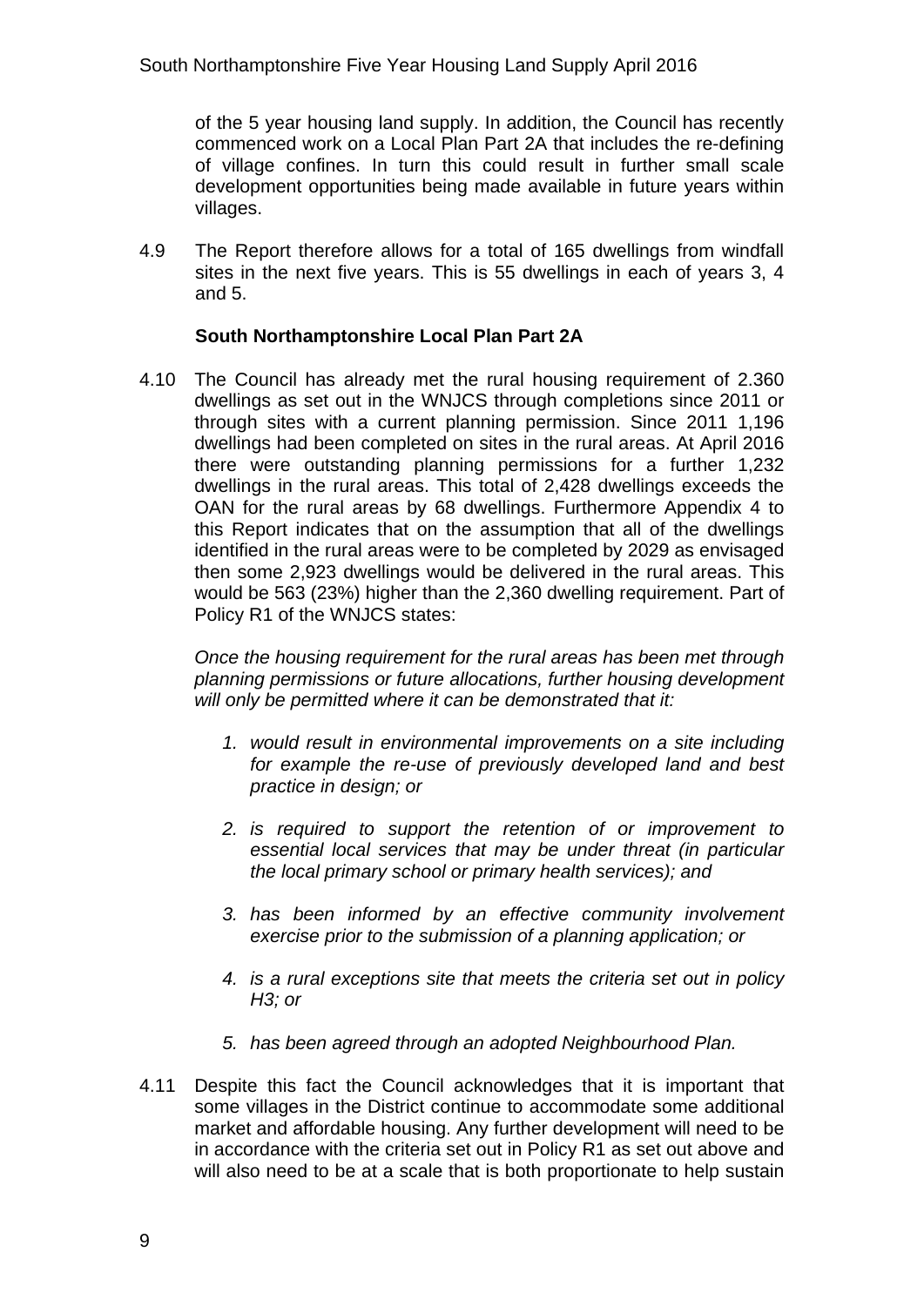of the 5 year housing land supply. In addition, the Council has recently commenced work on a Local Plan Part 2A that includes the re-defining of village confines. In turn this could result in further small scale development opportunities being made available in future years within villages.

4.9 The Report therefore allows for a total of 165 dwellings from windfall sites in the next five years. This is 55 dwellings in each of years 3, 4 and 5.

**South Northamptonshire Local Plan Part 2A**

4.10 The Council has already met the rural housing requirement of 2.360 dwellings as set out in the WNJCS through completions since 2011 or through sites with a current planning permission. Since 2011 1,196 dwellings had been completed on sites in the rural areas. At April 2016 there were outstanding planning permissions for a further 1,232 dwellings in the rural areas. This total of 2,428 dwellings exceeds the OAN for the rural areas by 68 dwellings. Furthermore Appendix 4 to this Report indicates that on the assumption that all of the dwellings identified in the rural areas were to be completed by 2029 as envisaged then some 2,923 dwellings would be delivered in the rural areas. This would be 563 (23%) higher than the 2,360 dwelling requirement. Part of Policy R1 of the WNJCS states:

*Once the housing requirement for the rural areas has been met through planning permissions or future allocations, further housing development will only be permitted where it can be demonstrated that it:*

1. *would result in environmental improvements on a site including for example the re-use of previously developed land and best practice in design; or*
2. *is required to support the retention of or improvement to essential local services that may be under threat (in particular the local primary school or primary health services); and*
3. *has been informed by an effective community involvement exercise prior to the submission of a planning application; or*
4. *is a rural exceptions site that meets the criteria set out in policy H3; or*
5. *has been agreed through an adopted Neighbourhood Plan.*

4.11 Despite this fact the Council acknowledges that it is important that some villages in the District continue to accommodate some additional market and affordable housing. Any further development will need to be in accordance with the criteria set out in Policy R1 as set out above and will also need to be at a scale that is both proportionate to help sustain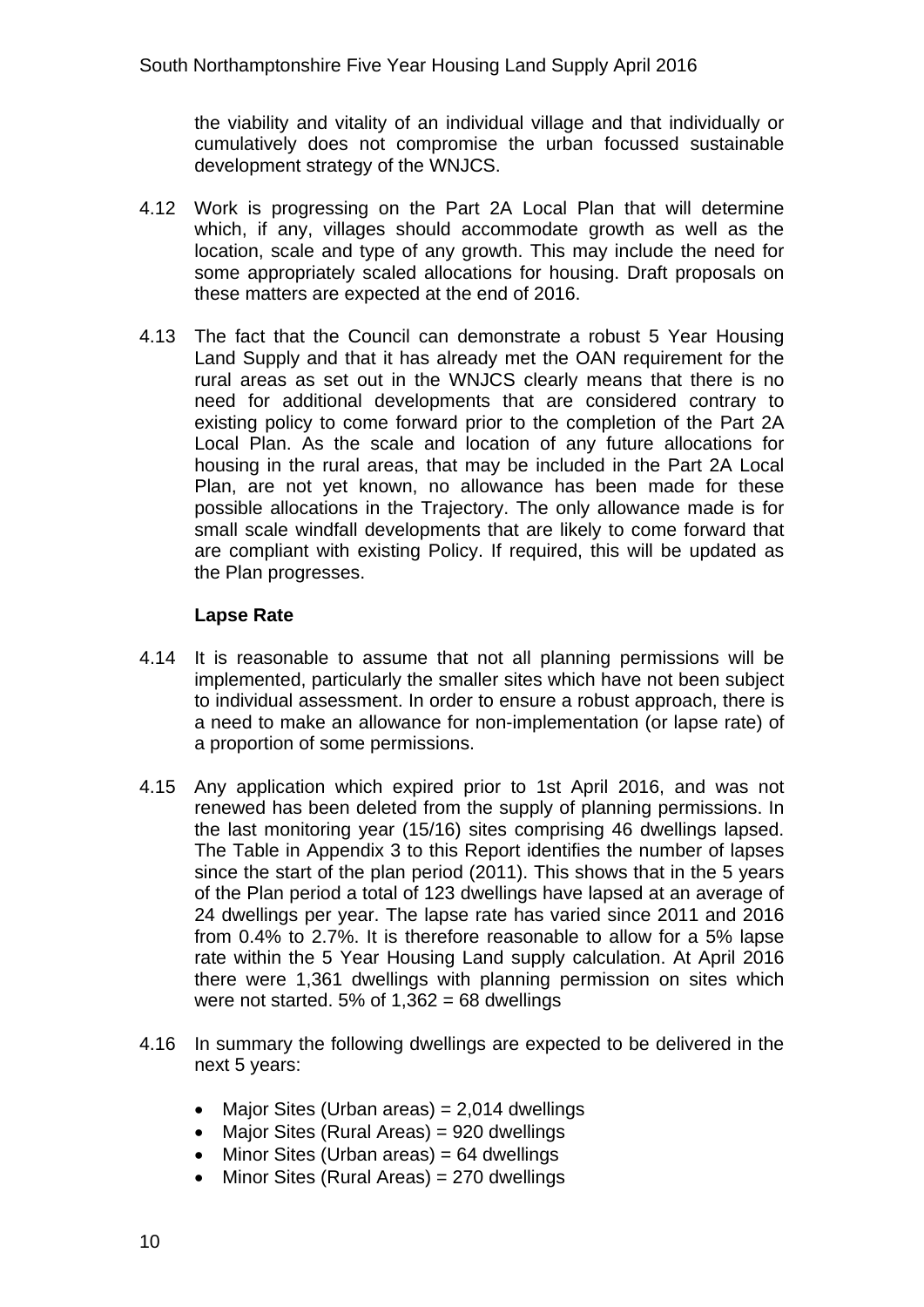the viability and vitality of an individual village and that individually or cumulatively does not compromise the urban focussed sustainable development strategy of the WNJCS.

4.12 Work is progressing on the Part 2A Local Plan that will determine which, if any, villages should accommodate growth as well as the location, scale and type of any growth. This may include the need for some appropriately scaled allocations for housing. Draft proposals on these matters are expected at the end of 2016.

4.13 The fact that the Council can demonstrate a robust 5 Year Housing Land Supply and that it has already met the OAN requirement for the rural areas as set out in the WNJCS clearly means that there is no need for additional developments that are considered contrary to existing policy to come forward prior to the completion of the Part 2A Local Plan. As the scale and location of any future allocations for housing in the rural areas, that may be included in the Part 2A Local Plan, are not yet known, no allowance has been made for these possible allocations in the Trajectory. The only allowance made is for small scale windfall developments that are likely to come forward that are compliant with existing Policy. If required, this will be updated as the Plan progresses.

**Lapse Rate**

4.14 It is reasonable to assume that not all planning permissions will be implemented, particularly the smaller sites which have not been subject to individual assessment. In order to ensure a robust approach, there is a need to make an allowance for non-implementation (or lapse rate) of a proportion of some permissions.

4.15 Any application which expired prior to 1st April 2016, and was not renewed has been deleted from the supply of planning permissions. In the last monitoring year (15/16) sites comprising 46 dwellings lapsed. The Table in Appendix 3 to this Report identifies the number of lapses since the start of the plan period (2011). This shows that in the 5 years of the Plan period a total of 123 dwellings have lapsed at an average of 24 dwellings per year. The lapse rate has varied since 2011 and 2016 from 0.4% to 2.7%. It is therefore reasonable to allow for a 5% lapse rate within the 5 Year Housing Land supply calculation. At April 2016 there were 1,361 dwellings with planning permission on sites which were not started. 5% of 1,362 = 68 dwellings

4.16 In summary the following dwellings are expected to be delivered in the next 5 years:

- Major Sites (Urban areas) = 2,014 dwellings
- Major Sites (Rural Areas) = 920 dwellings
- Minor Sites (Urban areas) = 64 dwellings
- Minor Sites (Rural Areas) = 270 dwellings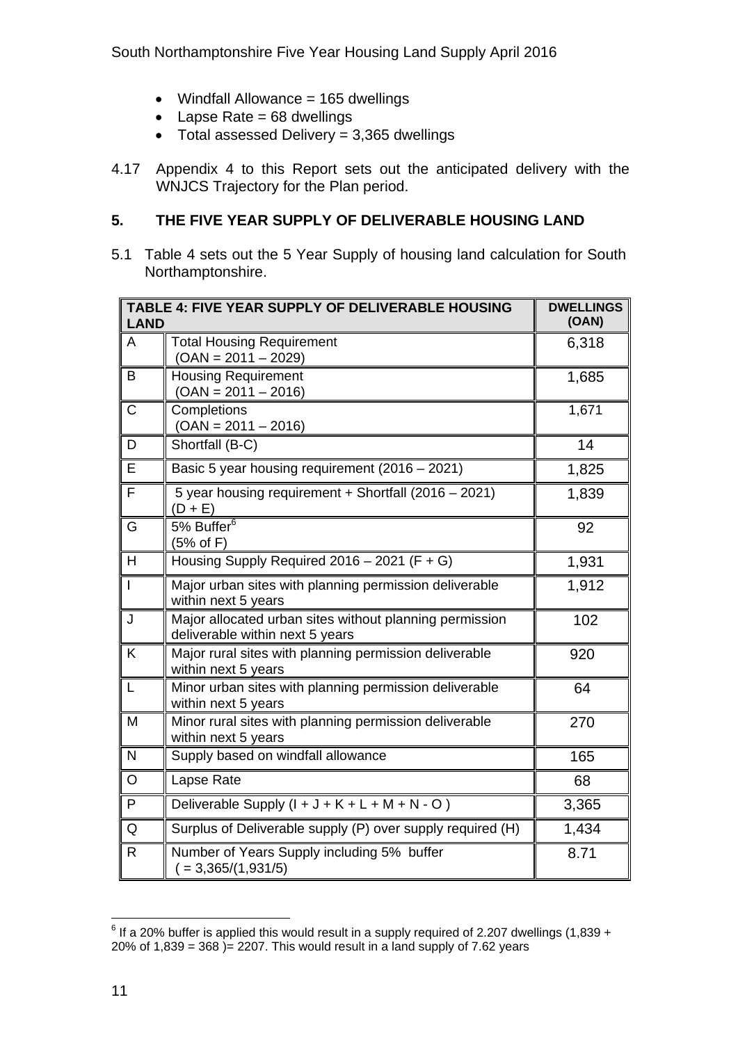- Windfall Allowance = 165 dwellings
- Lapse Rate = 68 dwellings
- Total assessed Delivery = 3,365 dwellings

4.17 Appendix 4 to this Report sets out the anticipated delivery with the WNJCS Trajectory for the Plan period.

## 5. THE FIVE YEAR SUPPLY OF DELIVERABLE HOUSING LAND

5.1 Table 4 sets out the 5 Year Supply of housing land calculation for South Northamptonshire.

| TABLE 4: FIVE YEAR SUPPLY OF DELIVERABLE HOUSING LAND | | DWELLINGS (OAN) |
|---|---|---|
| A | Total Housing Requirement (OAN = 2011 – 2029) | 6,318 |
| B | Housing Requirement (OAN = 2011 – 2016) | 1,685 |
| C | Completions (OAN = 2011 – 2016) | 1,671 |
| D | Shortfall (B-C) | 14 |
| E | Basic 5 year housing requirement (2016 – 2021) | 1,825 |
| F | 5 year housing requirement + Shortfall (2016 – 2021) (D + E) | 1,839 |
| G | 5% Buffer[6] (5% of F) | 92 |
| H | Housing Supply Required 2016 – 2021 (F + G) | 1,931 |
| I | Major urban sites with planning permission deliverable within next 5 years | 1,912 |
| J | Major allocated urban sites without planning permission deliverable within next 5 years | 102 |
| K | Major rural sites with planning permission deliverable within next 5 years | 920 |
| L | Minor urban sites with planning permission deliverable within next 5 years | 64 |
| M | Minor rural sites with planning permission deliverable within next 5 years | 270 |
| N | Supply based on windfall allowance | 165 |
| O | Lapse Rate | 68 |
| P | Deliverable Supply (I + J + K + L + M + N - O ) | 3,365 |
| Q | Surplus of Deliverable supply (P) over supply required (H) | 1,434 |
| R | Number of Years Supply including 5% buffer ( = 3,365/(1,931/5) | 8.71 |

[6] If a 20% buffer is applied this would result in a supply required of 2.207 dwellings (1,839 + 20% of 1,839 = 368 )= 2207. This would result in a land supply of 7.62 years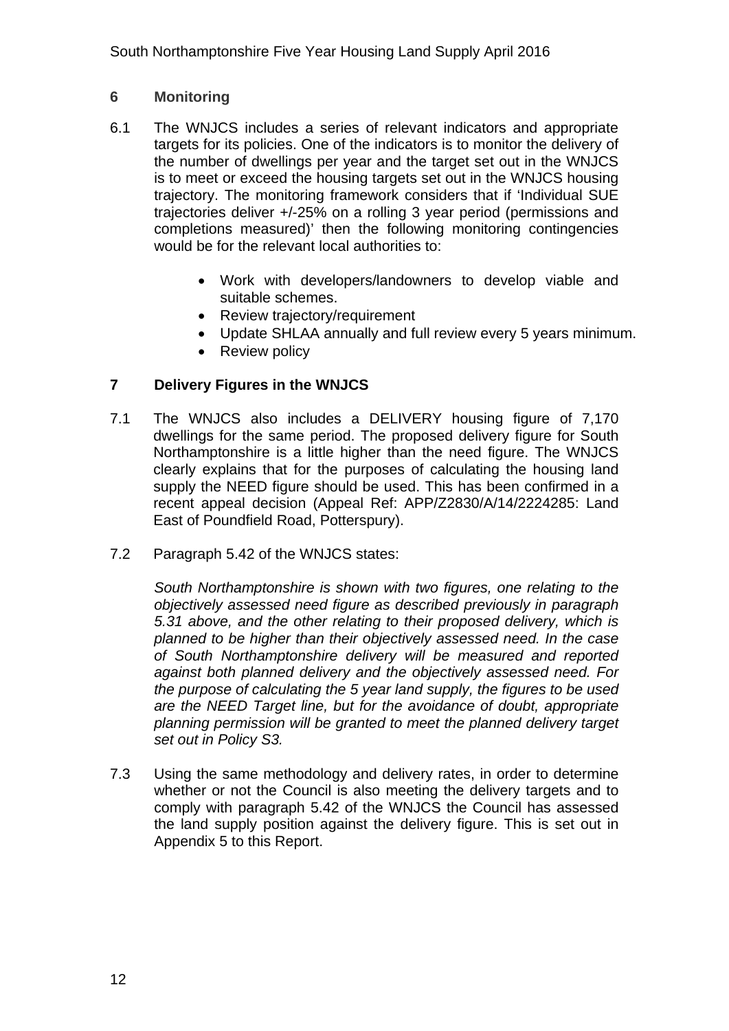## 6 Monitoring

6.1 The WNJCS includes a series of relevant indicators and appropriate targets for its policies. One of the indicators is to monitor the delivery of the number of dwellings per year and the target set out in the WNJCS is to meet or exceed the housing targets set out in the WNJCS housing trajectory. The monitoring framework considers that if 'Individual SUE trajectories deliver +/-25% on a rolling 3 year period (permissions and completions measured)' then the following monitoring contingencies would be for the relevant local authorities to:

- Work with developers/landowners to develop viable and suitable schemes.
- Review trajectory/requirement
- Update SHLAA annually and full review every 5 years minimum.
- Review policy

## 7 Delivery Figures in the WNJCS

7.1 The WNJCS also includes a DELIVERY housing figure of 7,170 dwellings for the same period. The proposed delivery figure for South Northamptonshire is a little higher than the need figure. The WNJCS clearly explains that for the purposes of calculating the housing land supply the NEED figure should be used. This has been confirmed in a recent appeal decision (Appeal Ref: APP/Z2830/A/14/2224285: Land East of Poundfield Road, Potterspury).

7.2 Paragraph 5.42 of the WNJCS states:

*South Northamptonshire is shown with two figures, one relating to the objectively assessed need figure as described previously in paragraph 5.31 above, and the other relating to their proposed delivery, which is planned to be higher than their objectively assessed need. In the case of South Northamptonshire delivery will be measured and reported against both planned delivery and the objectively assessed need. For the purpose of calculating the 5 year land supply, the figures to be used are the NEED Target line, but for the avoidance of doubt, appropriate planning permission will be granted to meet the planned delivery target set out in Policy S3.*

7.3 Using the same methodology and delivery rates, in order to determine whether or not the Council is also meeting the delivery targets and to comply with paragraph 5.42 of the WNJCS the Council has assessed the land supply position against the delivery figure. This is set out in Appendix 5 to this Report.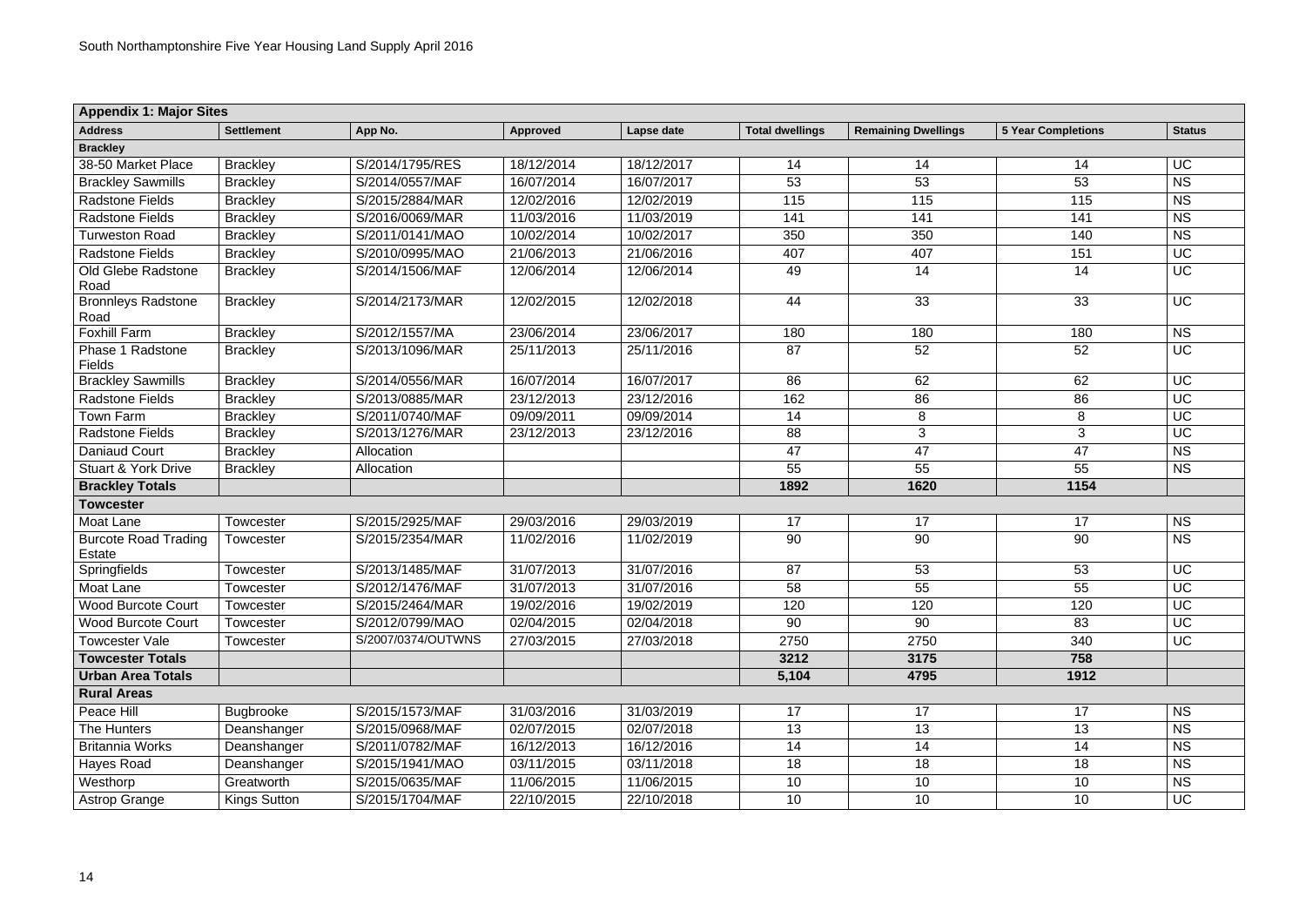| Appendix 1: Major Sites | | | | | | | | |
|---|---|---|---|---|---|---|---|---|
| **Address** | **Settlement** | **App No.** | **Approved** | **Lapse date** | **Total dwellings** | **Remaining Dwellings** | **5 Year Completions** | **Status** |
| **Brackley** | | | | | | | | |
| 38-50 Market Place | Brackley | S/2014/1795/RES | 18/12/2014 | 18/12/2017 | 14 | 14 | 14 | UC |
| Brackley Sawmills | Brackley | S/2014/0557/MAF | 16/07/2014 | 16/07/2017 | 53 | 53 | 53 | NS |
| Radstone Fields | Brackley | S/2015/2884/MAR | 12/02/2016 | 12/02/2019 | 115 | 115 | 115 | NS |
| Radstone Fields | Brackley | S/2016/0069/MAR | 11/03/2016 | 11/03/2019 | 141 | 141 | 141 | NS |
| Turweston Road | Brackley | S/2011/0141/MAO | 10/02/2014 | 10/02/2017 | 350 | 350 | 140 | NS |
| Radstone Fields | Brackley | S/2010/0995/MAO | 21/06/2013 | 21/06/2016 | 407 | 407 | 151 | UC |
| Old Glebe Radstone Road | Brackley | S/2014/1506/MAF | 12/06/2014 | 12/06/2014 | 49 | 14 | 14 | UC |
| Bronnleys Radstone Road | Brackley | S/2014/2173/MAR | 12/02/2015 | 12/02/2018 | 44 | 33 | 33 | UC |
| Foxhill Farm | Brackley | S/2012/1557/MA | 23/06/2014 | 23/06/2017 | 180 | 180 | 180 | NS |
| Phase 1 Radstone Fields | Brackley | S/2013/1096/MAR | 25/11/2013 | 25/11/2016 | 87 | 52 | 52 | UC |
| Brackley Sawmills | Brackley | S/2014/0556/MAR | 16/07/2014 | 16/07/2017 | 86 | 62 | 62 | UC |
| Radstone Fields | Brackley | S/2013/0885/MAR | 23/12/2013 | 23/12/2016 | 162 | 86 | 86 | UC |
| Town Farm | Brackley | S/2011/0740/MAF | 09/09/2011 | 09/09/2014 | 14 | 8 | 8 | UC |
| Radstone Fields | Brackley | S/2013/1276/MAR | 23/12/2013 | 23/12/2016 | 88 | 3 | 3 | UC |
| Daniaud Court | Brackley | Allocation | | | 47 | 47 | 47 | NS |
| Stuart & York Drive | Brackley | Allocation | | | 55 | 55 | 55 | NS |
| **Brackley Totals** | | | | | **1892** | **1620** | **1154** | |
| **Towcester** | | | | | | | | |
| Moat Lane | Towcester | S/2015/2925/MAF | 29/03/2016 | 29/03/2019 | 17 | 17 | 17 | NS |
| Burcote Road Trading Estate | Towcester | S/2015/2354/MAR | 11/02/2016 | 11/02/2019 | 90 | 90 | 90 | NS |
| Springfields | Towcester | S/2013/1485/MAF | 31/07/2013 | 31/07/2016 | 87 | 53 | 53 | UC |
| Moat Lane | Towcester | S/2012/1476/MAF | 31/07/2013 | 31/07/2016 | 58 | 55 | 55 | UC |
| Wood Burcote Court | Towcester | S/2015/2464/MAR | 19/02/2016 | 19/02/2019 | 120 | 120 | 120 | UC |
| Wood Burcote Court | Towcester | S/2012/0799/MAO | 02/04/2015 | 02/04/2018 | 90 | 90 | 83 | UC |
| Towcester Vale | Towcester | S/2007/0374/OUTWNS | 27/03/2015 | 27/03/2018 | 2750 | 2750 | 340 | UC |
| **Towcester Totals** | | | | | **3212** | **3175** | **758** | |
| **Urban Area Totals** | | | | | **5,104** | **4795** | **1912** | |
| **Rural Areas** | | | | | | | | |
| Peace Hill | Bugbrooke | S/2015/1573/MAF | 31/03/2016 | 31/03/2019 | 17 | 17 | 17 | NS |
| The Hunters | Deanshanger | S/2015/0968/MAF | 02/07/2015 | 02/07/2018 | 13 | 13 | 13 | NS |
| Britannia Works | Deanshanger | S/2011/0782/MAF | 16/12/2013 | 16/12/2016 | 14 | 14 | 14 | NS |
| Hayes Road | Deanshanger | S/2015/1941/MAO | 03/11/2015 | 03/11/2018 | 18 | 18 | 18 | NS |
| Westhorp | Greatworth | S/2015/0635/MAF | 11/06/2015 | 11/06/2015 | 10 | 10 | 10 | NS |
| Astrop Grange | Kings Sutton | S/2015/1704/MAF | 22/10/2015 | 22/10/2018 | 10 | 10 | 10 | UC |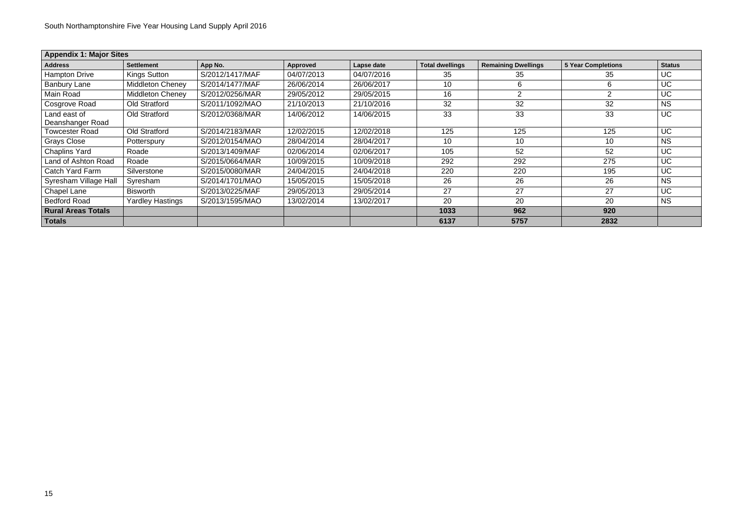| Appendix 1: Major Sites | | | | | | | | |
|---|---|---|---|---|---|---|---|---|
| **Address** | **Settlement** | **App No.** | **Approved** | **Lapse date** | **Total dwellings** | **Remaining Dwellings** | **5 Year Completions** | **Status** |
| Hampton Drive | Kings Sutton | S/2012/1417/MAF | 04/07/2013 | 04/07/2016 | 35 | 35 | 35 | UC |
| Banbury Lane | Middleton Cheney | S/2014/1477/MAF | 26/06/2014 | 26/06/2017 | 10 | 6 | 6 | UC |
| Main Road | Middleton Cheney | S/2012/0256/MAR | 29/05/2012 | 29/05/2015 | 16 | 2 | 2 | UC |
| Cosgrove Road | Old Stratford | S/2011/1092/MAO | 21/10/2013 | 21/10/2016 | 32 | 32 | 32 | NS |
| Land east of Deanshanger Road | Old Stratford | S/2012/0368/MAR | 14/06/2012 | 14/06/2015 | 33 | 33 | 33 | UC |
| Towcester Road | Old Stratford | S/2014/2183/MAR | 12/02/2015 | 12/02/2018 | 125 | 125 | 125 | UC |
| Grays Close | Potterspury | S/2012/0154/MAO | 28/04/2014 | 28/04/2017 | 10 | 10 | 10 | NS |
| Chaplins Yard | Roade | S/2013/1409/MAF | 02/06/2014 | 02/06/2017 | 105 | 52 | 52 | UC |
| Land of Ashton Road | Roade | S/2015/0664/MAR | 10/09/2015 | 10/09/2018 | 292 | 292 | 275 | UC |
| Catch Yard Farm | Silverstone | S/2015/0080/MAR | 24/04/2015 | 24/04/2018 | 220 | 220 | 195 | UC |
| Syresham Village Hall | Syresham | S/2014/1701/MAO | 15/05/2015 | 15/05/2018 | 26 | 26 | 26 | NS |
| Chapel Lane | Bisworth | S/2013/0225/MAF | 29/05/2013 | 29/05/2014 | 27 | 27 | 27 | UC |
| Bedford Road | Yardley Hastings | S/2013/1595/MAO | 13/02/2014 | 13/02/2017 | 20 | 20 | 20 | NS |
| **Rural Areas Totals** | | | | | **1033** | **962** | **920** | |
| **Totals** | | | | | **6137** | **5757** | **2832** | |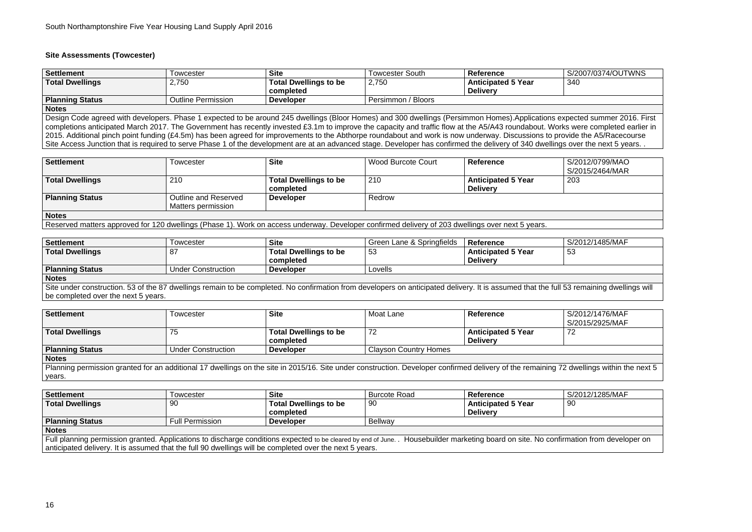## Site Assessments (Towcester)

| Settlement | Towcester | Site | Towcester South | Reference | S/2007/0374/OUTWNS |
|---|---|---|---|---|---|
| **Total Dwellings** | 2,750 | **Total Dwellings to be completed** | 2,750 | **Anticipated 5 Year Delivery** | 340 |
| **Planning Status** | Outline Permission | **Developer** | Persimmon / Bloors | | |
| **Notes** | | | | | |
| Design Code agreed with developers. Phase 1 expected to be around 245 dwellings (Bloor Homes) and 300 dwellings (Persimmon Homes).Applications expected summer 2016. First completions anticipated March 2017. The Government has recently invested £3.1m to improve the capacity and traffic flow at the A5/A43 roundabout. Works were completed earlier in 2015. Additional pinch point funding (£4.5m) has been agreed for improvements to the Abthorpe roundabout and work is now underway. Discussions to provide the A5/Racecourse Site Access Junction that is required to serve Phase 1 of the development are at an advanced stage. Developer has confirmed the delivery of 340 dwellings over the next 5 years. . | | | | | |

| Settlement | Towcester | Site | Wood Burcote Court | Reference | S/2012/0799/MAO S/2015/2464/MAR |
|---|---|---|---|---|---|
| **Total Dwellings** | 210 | **Total Dwellings to be completed** | 210 | **Anticipated 5 Year Delivery** | 203 |
| **Planning Status** | Outline and Reserved Matters permission | **Developer** | Redrow | | |
| **Notes** | | | | | |
| Reserved matters approved for 120 dwellings (Phase 1). Work on access underway. Developer confirmed delivery of 203 dwellings over next 5 years. | | | | | |

| Settlement | Towcester | Site | Green Lane & Springfields | Reference | S/2012/1485/MAF |
|---|---|---|---|---|---|
| **Total Dwellings** | 87 | **Total Dwellings to be completed** | 53 | **Anticipated 5 Year Delivery** | 53 |
| **Planning Status** | Under Construction | **Developer** | Lovells | | |
| **Notes** | | | | | |
| Site under construction. 53 of the 87 dwellings remain to be completed. No confirmation from developers on anticipated delivery. It is assumed that the full 53 remaining dwellings will be completed over the next 5 years. | | | | | |

| Settlement | Towcester | Site | Moat Lane | Reference | S/2012/1476/MAF S/2015/2925/MAF |
|---|---|---|---|---|---|
| **Total Dwellings** | 75 | **Total Dwellings to be completed** | 72 | **Anticipated 5 Year Delivery** | 72 |
| **Planning Status** | Under Construction | **Developer** | Clayson Country Homes | | |
| **Notes** | | | | | |
| Planning permission granted for an additional 17 dwellings on the site in 2015/16. Site under construction. Developer confirmed delivery of the remaining 72 dwellings within the next 5 years. | | | | | |

| Settlement | Towcester | Site | Burcote Road | Reference | S/2012/1285/MAF |
|---|---|---|---|---|---|
| **Total Dwellings** | 90 | **Total Dwellings to be completed** | 90 | **Anticipated 5 Year Delivery** | 90 |
| **Planning Status** | Full Permission | **Developer** | Bellway | | |
| **Notes** | | | | | |
| Full planning permission granted. Applications to discharge conditions expected to be cleared by end of June. . Housebuilder marketing board on site. No confirmation from developer on anticipated delivery. It is assumed that the full 90 dwellings will be completed over the next 5 years. | | | | | |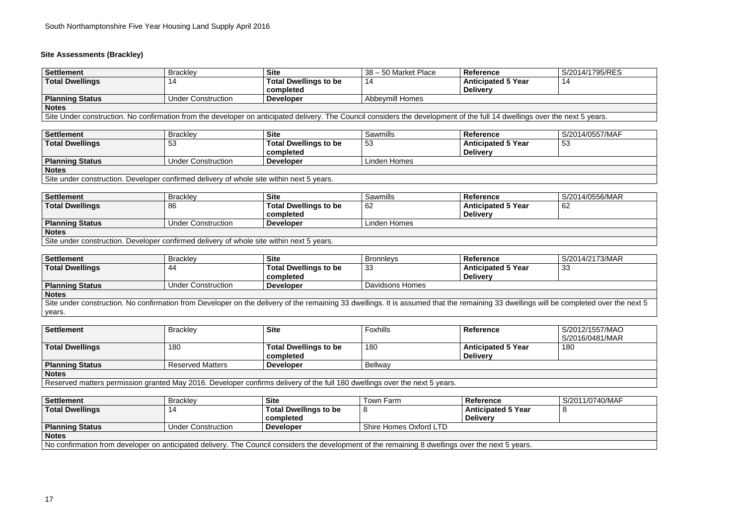### Site Assessments (Brackley)

| Settlement | Brackley | Site | 38 – 50 Market Place | Reference | S/2014/1795/RES |
|---|---|---|---|---|---|
| **Total Dwellings** | 14 | **Total Dwellings to be completed** | 14 | **Anticipated 5 Year Delivery** | 14 |
| **Planning Status** | Under Construction | **Developer** | Abbeymill Homes | | |
| **Notes** | | | | | |
| Site Under construction. No confirmation from the developer on anticipated delivery. The Council considers the development of the full 14 dwellings over the next 5 years. | | | | | |

| Settlement | Brackley | Site | Sawmills | Reference | S/2014/0557/MAF |
|---|---|---|---|---|---|
| **Total Dwellings** | 53 | **Total Dwellings to be completed** | 53 | **Anticipated 5 Year Delivery** | 53 |
| **Planning Status** | Under Construction | **Developer** | Linden Homes | | |
| **Notes** | | | | | |
| Site under construction. Developer confirmed delivery of whole site within next 5 years. | | | | | |

| Settlement | Brackley | Site | Sawmills | Reference | S/2014/0556/MAR |
|---|---|---|---|---|---|
| **Total Dwellings** | 86 | **Total Dwellings to be completed** | 62 | **Anticipated 5 Year Delivery** | 62 |
| **Planning Status** | Under Construction | **Developer** | Linden Homes | | |
| **Notes** | | | | | |
| Site under construction. Developer confirmed delivery of whole site within next 5 years. | | | | | |

| Settlement | Brackley | Site | Bronnleys | Reference | S/2014/2173/MAR |
|---|---|---|---|---|---|
| **Total Dwellings** | 44 | **Total Dwellings to be completed** | 33 | **Anticipated 5 Year Delivery** | 33 |
| **Planning Status** | Under Construction | **Developer** | Davidsons Homes | | |
| **Notes** | | | | | |
| Site under construction. No confirmation from Developer on the delivery of the remaining 33 dwellings. It is assumed that the remaining 33 dwellings will be completed over the next 5 years. | | | | | |

| Settlement | Brackley | Site | Foxhills | Reference | S/2012/1557/MAO S/2016/0481/MAR |
|---|---|---|---|---|---|
| **Total Dwellings** | 180 | **Total Dwellings to be completed** | 180 | **Anticipated 5 Year Delivery** | 180 |
| **Planning Status** | Reserved Matters | **Developer** | Bellway | | |
| **Notes** | | | | | |
| Reserved matters permission granted May 2016. Developer confirms delivery of the full 180 dwellings over the next 5 years. | | | | | |

| Settlement | Brackley | Site | Town Farm | Reference | S/2011/0740/MAF |
|---|---|---|---|---|---|
| **Total Dwellings** | 14 | **Total Dwellings to be completed** | 8 | **Anticipated 5 Year Delivery** | 8 |
| **Planning Status** | Under Construction | **Developer** | Shire Homes Oxford LTD | | |
| **Notes** | | | | | |
| No confirmation from developer on anticipated delivery. The Council considers the development of the remaining 8 dwellings over the next 5 years. | | | | | |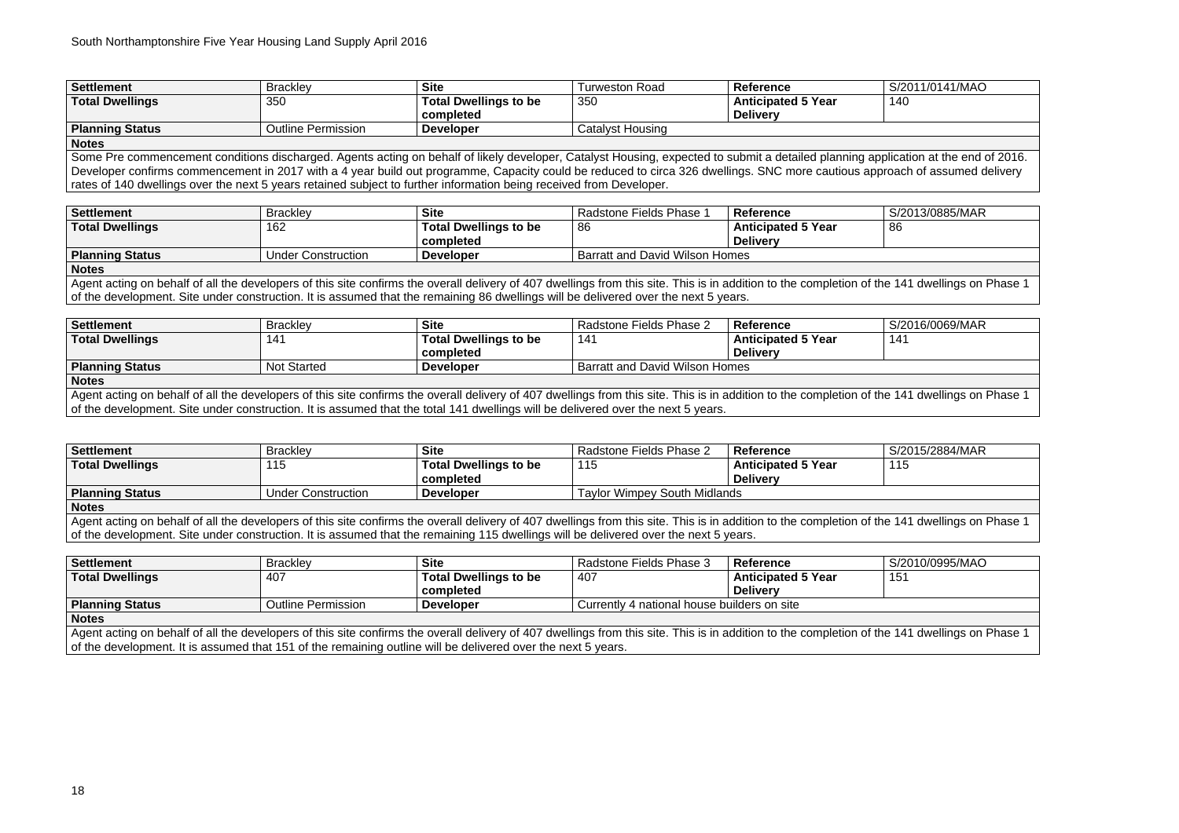| Settlement | Brackley | Site | Turweston Road | Reference | S/2011/0141/MAO |
|---|---|---|---|---|---|
| **Total Dwellings** | 350 | **Total Dwellings to be completed** | 350 | **Anticipated 5 Year Delivery** | 140 |
| **Planning Status** | Outline Permission | **Developer** | Catalyst Housing | | |
| **Notes** | | | | | |
| Some Pre commencement conditions discharged. Agents acting on behalf of likely developer, Catalyst Housing, expected to submit a detailed planning application at the end of 2016. Developer confirms commencement in 2017 with a 4 year build out programme, Capacity could be reduced to circa 326 dwellings. SNC more cautious approach of assumed delivery rates of 140 dwellings over the next 5 years retained subject to further information being received from Developer. | | | | | |

| Settlement | Brackley | Site | Radstone Fields Phase 1 | Reference | S/2013/0885/MAR |
|---|---|---|---|---|---|
| **Total Dwellings** | 162 | **Total Dwellings to be completed** | 86 | **Anticipated 5 Year Delivery** | 86 |
| **Planning Status** | Under Construction | **Developer** | Barratt and David Wilson Homes | | |
| **Notes** | | | | | |
| Agent acting on behalf of all the developers of this site confirms the overall delivery of 407 dwellings from this site. This is in addition to the completion of the 141 dwellings on Phase 1 of the development. Site under construction. It is assumed that the remaining 86 dwellings will be delivered over the next 5 years. | | | | | |

| Settlement | Brackley | Site | Radstone Fields Phase 2 | Reference | S/2016/0069/MAR |
|---|---|---|---|---|---|
| **Total Dwellings** | 141 | **Total Dwellings to be completed** | 141 | **Anticipated 5 Year Delivery** | 141 |
| **Planning Status** | Not Started | **Developer** | Barratt and David Wilson Homes | | |
| **Notes** | | | | | |
| Agent acting on behalf of all the developers of this site confirms the overall delivery of 407 dwellings from this site. This is in addition to the completion of the 141 dwellings on Phase 1 of the development. Site under construction. It is assumed that the total 141 dwellings will be delivered over the next 5 years. | | | | | |

| Settlement | Brackley | Site | Radstone Fields Phase 2 | Reference | S/2015/2884/MAR |
|---|---|---|---|---|---|
| **Total Dwellings** | 115 | **Total Dwellings to be completed** | 115 | **Anticipated 5 Year Delivery** | 115 |
| **Planning Status** | Under Construction | **Developer** | Taylor Wimpey South Midlands | | |
| **Notes** | | | | | |
| Agent acting on behalf of all the developers of this site confirms the overall delivery of 407 dwellings from this site. This is in addition to the completion of the 141 dwellings on Phase 1 of the development. Site under construction. It is assumed that the remaining 115 dwellings will be delivered over the next 5 years. | | | | | |

| Settlement | Brackley | Site | Radstone Fields Phase 3 | Reference | S/2010/0995/MAO |
|---|---|---|---|---|---|
| **Total Dwellings** | 407 | **Total Dwellings to be completed** | 407 | **Anticipated 5 Year Delivery** | 151 |
| **Planning Status** | Outline Permission | **Developer** | Currently 4 national house builders on site | | |
| **Notes** | | | | | |
| Agent acting on behalf of all the developers of this site confirms the overall delivery of 407 dwellings from this site. This is in addition to the completion of the 141 dwellings on Phase 1 of the development. It is assumed that 151 of the remaining outline will be delivered over the next 5 years. | | | | | |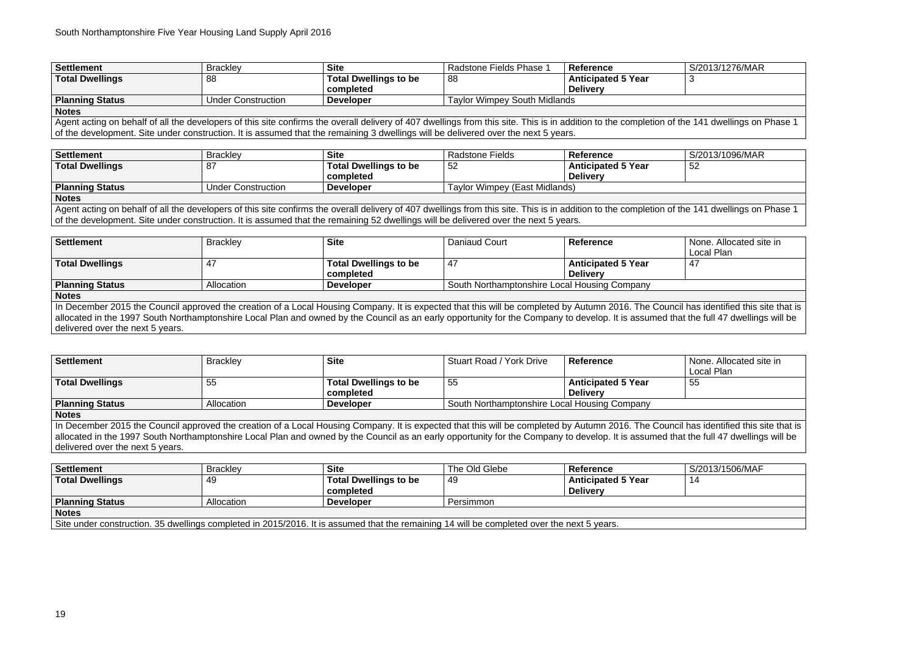South Northamptonshire Five Year Housing Land Supply April 2016

| Settlement | Brackley | Site | Radstone Fields Phase 1 | Reference | S/2013/1276/MAR |
|---|---|---|---|---|---|
| **Total Dwellings** | 88 | **Total Dwellings to be completed** | 88 | **Anticipated 5 Year Delivery** | 3 |
| **Planning Status** | Under Construction | **Developer** | Taylor Wimpey South Midlands | | |
| **Notes** | | | | | |
| Agent acting on behalf of all the developers of this site confirms the overall delivery of 407 dwellings from this site. This is in addition to the completion of the 141 dwellings on Phase 1 of the development. Site under construction. It is assumed that the remaining 3 dwellings will be delivered over the next 5 years. | | | | | |

| Settlement | Brackley | Site | Radstone Fields | Reference | S/2013/1096/MAR |
|---|---|---|---|---|---|
| **Total Dwellings** | 87 | **Total Dwellings to be completed** | 52 | **Anticipated 5 Year Delivery** | 52 |
| **Planning Status** | Under Construction | **Developer** | Taylor Wimpey (East Midlands) | | |
| **Notes** | | | | | |
| Agent acting on behalf of all the developers of this site confirms the overall delivery of 407 dwellings from this site. This is in addition to the completion of the 141 dwellings on Phase 1 of the development. Site under construction. It is assumed that the remaining 52 dwellings will be delivered over the next 5 years. | | | | | |

| Settlement | Brackley | Site | Daniaud Court | Reference | None. Allocated site in Local Plan |
|---|---|---|---|---|---|
| **Total Dwellings** | 47 | **Total Dwellings to be completed** | 47 | **Anticipated 5 Year Delivery** | 47 |
| **Planning Status** | Allocation | **Developer** | South Northamptonshire Local Housing Company | | |
| **Notes** | | | | | |
| In December 2015 the Council approved the creation of a Local Housing Company. It is expected that this will be completed by Autumn 2016. The Council has identified this site that is allocated in the 1997 South Northamptonshire Local Plan and owned by the Council as an early opportunity for the Company to develop. It is assumed that the full 47 dwellings will be delivered over the next 5 years. | | | | | |

| Settlement | Brackley | Site | Stuart Road / York Drive | Reference | None. Allocated site in Local Plan |
|---|---|---|---|---|---|
| **Total Dwellings** | 55 | **Total Dwellings to be completed** | 55 | **Anticipated 5 Year Delivery** | 55 |
| **Planning Status** | Allocation | **Developer** | South Northamptonshire Local Housing Company | | |
| **Notes** | | | | | |
| In December 2015 the Council approved the creation of a Local Housing Company. It is expected that this will be completed by Autumn 2016. The Council has identified this site that is allocated in the 1997 South Northamptonshire Local Plan and owned by the Council as an early opportunity for the Company to develop. It is assumed that the full 47 dwellings will be delivered over the next 5 years. | | | | | |

| Settlement | Brackley | Site | The Old Glebe | Reference | S/2013/1506/MAF |
|---|---|---|---|---|---|
| **Total Dwellings** | 49 | **Total Dwellings to be completed** | 49 | **Anticipated 5 Year Delivery** | 14 |
| **Planning Status** | Allocation | **Developer** | Persimmon | | |
| **Notes** | | | | | |
| Site under construction. 35 dwellings completed in 2015/2016. It is assumed that the remaining 14 will be completed over the next 5 years. | | | | | |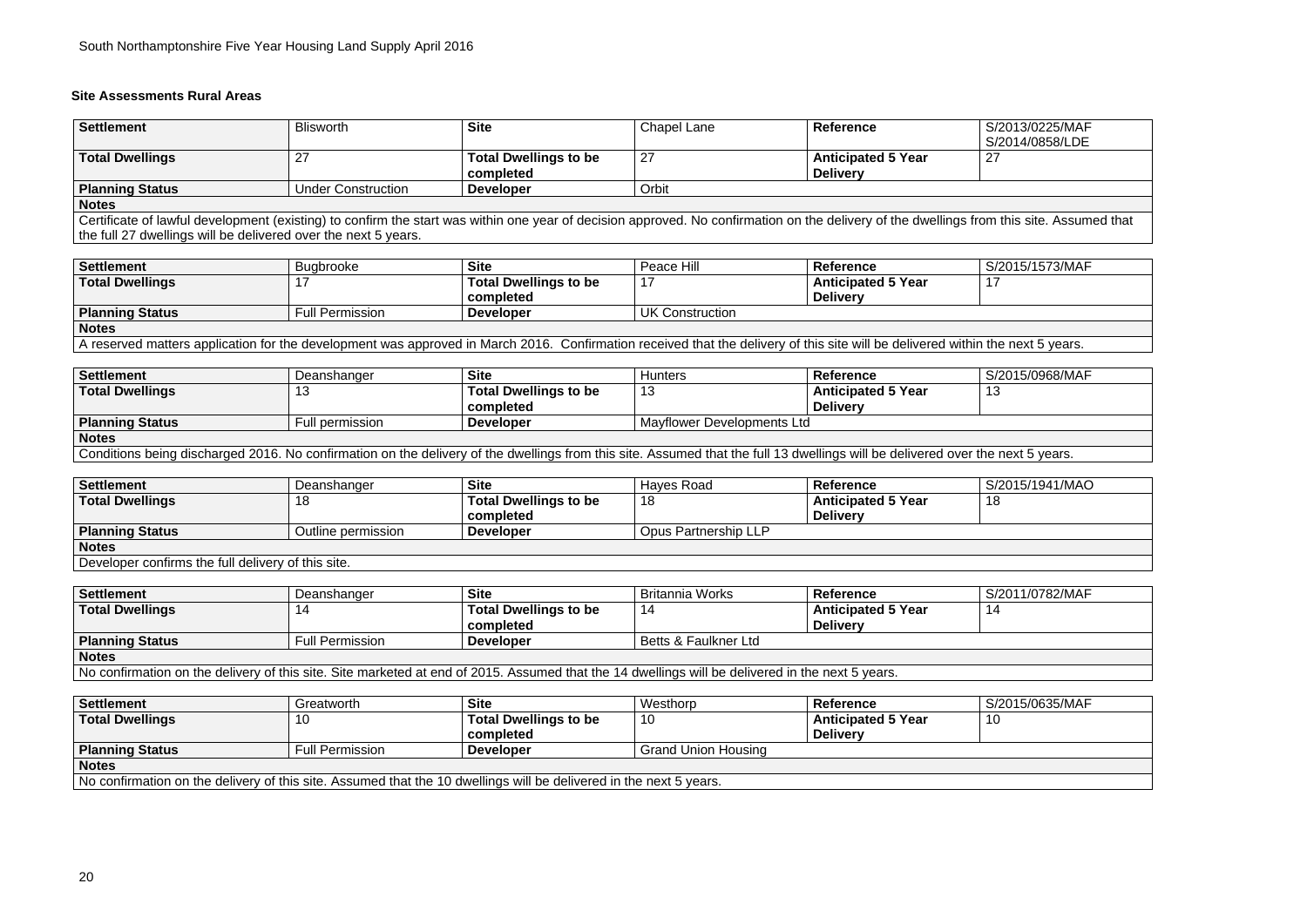## Site Assessments Rural Areas

| Settlement | Blisworth | Site | Chapel Lane | Reference | S/2013/0225/MAF S/2014/0858/LDE |
|---|---|---|---|---|---|
| Total Dwellings | 27 | Total Dwellings to be completed | 27 | Anticipated 5 Year Delivery | 27 |
| Planning Status | Under Construction | Developer | Orbit | | |
| Notes | | | | | |
| Certificate of lawful development (existing) to confirm the start was within one year of decision approved. No confirmation on the delivery of the dwellings from this site. Assumed that the full 27 dwellings will be delivered over the next 5 years. | | | | | |

| Settlement | Bugbrooke | Site | Peace Hill | Reference | S/2015/1573/MAF |
|---|---|---|---|---|---|
| Total Dwellings | 17 | Total Dwellings to be completed | 17 | Anticipated 5 Year Delivery | 17 |
| Planning Status | Full Permission | Developer | UK Construction | | |
| Notes | | | | | |
| A reserved matters application for the development was approved in March 2016. Confirmation received that the delivery of this site will be delivered within the next 5 years. | | | | | |

| Settlement | Deanshanger | Site | Hunters | Reference | S/2015/0968/MAF |
|---|---|---|---|---|---|
| Total Dwellings | 13 | Total Dwellings to be completed | 13 | Anticipated 5 Year Delivery | 13 |
| Planning Status | Full permission | Developer | Mayflower Developments Ltd | | |
| Notes | | | | | |
| Conditions being discharged 2016. No confirmation on the delivery of the dwellings from this site. Assumed that the full 13 dwellings will be delivered over the next 5 years. | | | | | |

| Settlement | Deanshanger | Site | Hayes Road | Reference | S/2015/1941/MAO |
|---|---|---|---|---|---|
| Total Dwellings | 18 | Total Dwellings to be completed | 18 | Anticipated 5 Year Delivery | 18 |
| Planning Status | Outline permission | Developer | Opus Partnership LLP | | |
| Notes | | | | | |
| Developer confirms the full delivery of this site. | | | | | |

| Settlement | Deanshanger | Site | Britannia Works | Reference | S/2011/0782/MAF |
|---|---|---|---|---|---|
| Total Dwellings | 14 | Total Dwellings to be completed | 14 | Anticipated 5 Year Delivery | 14 |
| Planning Status | Full Permission | Developer | Betts & Faulkner Ltd | | |
| Notes | | | | | |
| No confirmation on the delivery of this site. Site marketed at end of 2015. Assumed that the 14 dwellings will be delivered in the next 5 years. | | | | | |

| Settlement | Greatworth | Site | Westhorp | Reference | S/2015/0635/MAF |
|---|---|---|---|---|---|
| Total Dwellings | 10 | Total Dwellings to be completed | 10 | Anticipated 5 Year Delivery | 10 |
| Planning Status | Full Permission | Developer | Grand Union Housing | | |
| Notes | | | | | |
| No confirmation on the delivery of this site. Assumed that the 10 dwellings will be delivered in the next 5 years. | | | | | |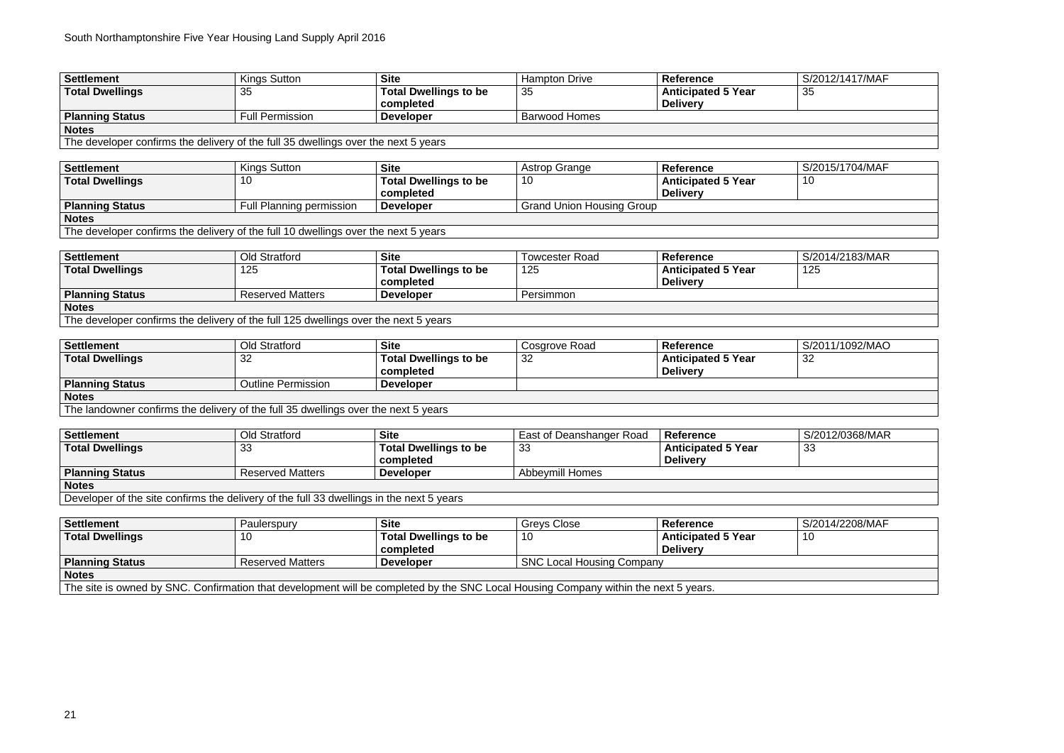| Settlement | Kings Sutton | Site | Hampton Drive | Reference | S/2012/1417/MAF |
|---|---|---|---|---|---|
| **Total Dwellings** | 35 | **Total Dwellings to be completed** | 35 | **Anticipated 5 Year Delivery** | 35 |
| **Planning Status** | Full Permission | **Developer** | Barwood Homes | | |
| **Notes** | | | | | |
| The developer confirms the delivery of the full 35 dwellings over the next 5 years | | | | | |

| Settlement | Kings Sutton | Site | Astrop Grange | Reference | S/2015/1704/MAF |
|---|---|---|---|---|---|
| **Total Dwellings** | 10 | **Total Dwellings to be completed** | 10 | **Anticipated 5 Year Delivery** | 10 |
| **Planning Status** | Full Planning permission | **Developer** | Grand Union Housing Group | | |
| **Notes** | | | | | |
| The developer confirms the delivery of the full 10 dwellings over the next 5 years | | | | | |

| Settlement | Old Stratford | Site | Towcester Road | Reference | S/2014/2183/MAR |
|---|---|---|---|---|---|
| **Total Dwellings** | 125 | **Total Dwellings to be completed** | 125 | **Anticipated 5 Year Delivery** | 125 |
| **Planning Status** | Reserved Matters | **Developer** | Persimmon | | |
| **Notes** | | | | | |
| The developer confirms the delivery of the full 125 dwellings over the next 5 years | | | | | |

| Settlement | Old Stratford | Site | Cosgrove Road | Reference | S/2011/1092/MAO |
|---|---|---|---|---|---|
| **Total Dwellings** | 32 | **Total Dwellings to be completed** | 32 | **Anticipated 5 Year Delivery** | 32 |
| **Planning Status** | Outline Permission | **Developer** | | | |
| **Notes** | | | | | |
| The landowner confirms the delivery of the full 35 dwellings over the next 5 years | | | | | |

| Settlement | Old Stratford | Site | East of Deanshanger Road | Reference | S/2012/0368/MAR |
|---|---|---|---|---|---|
| **Total Dwellings** | 33 | **Total Dwellings to be completed** | 33 | **Anticipated 5 Year Delivery** | 33 |
| **Planning Status** | Reserved Matters | **Developer** | Abbeymill Homes | | |
| **Notes** | | | | | |
| Developer of the site confirms the delivery of the full 33 dwellings in the next 5 years | | | | | |

| Settlement | Paulerspury | Site | Greys Close | Reference | S/2014/2208/MAF |
|---|---|---|---|---|---|
| **Total Dwellings** | 10 | **Total Dwellings to be completed** | 10 | **Anticipated 5 Year Delivery** | 10 |
| **Planning Status** | Reserved Matters | **Developer** | SNC Local Housing Company | | |
| **Notes** | | | | | |
| The site is owned by SNC. Confirmation that development will be completed by the SNC Local Housing Company within the next 5 years. | | | | | |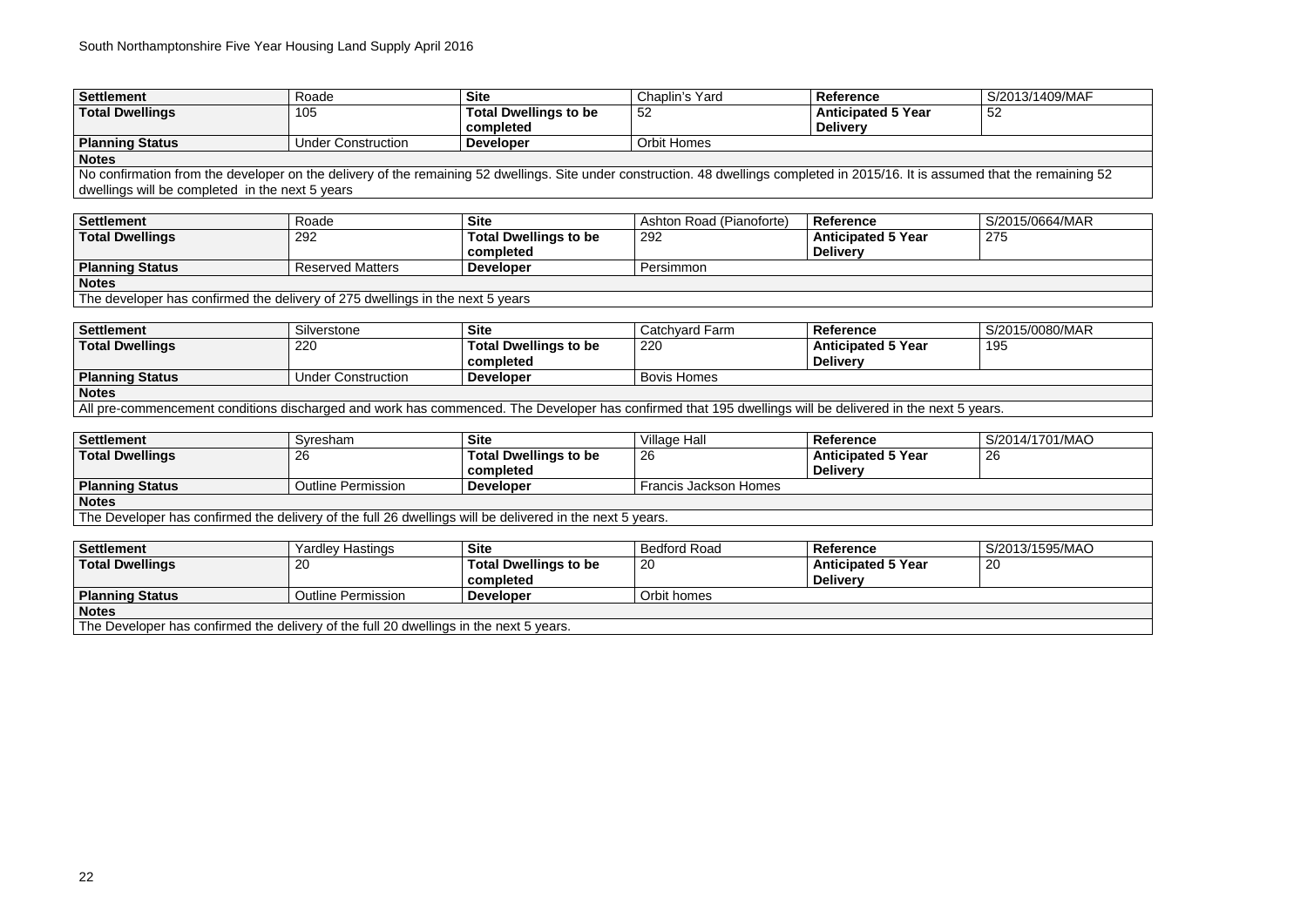| Settlement | Roade | Site | Chaplin's Yard | Reference | S/2013/1409/MAF |
|---|---|---|---|---|---|
| Total Dwellings | 105 | Total Dwellings to be completed | 52 | Anticipated 5 Year Delivery | 52 |
| Planning Status | Under Construction | Developer | Orbit Homes | | |
| Notes | | | | | |
| No confirmation from the developer on the delivery of the remaining 52 dwellings. Site under construction. 48 dwellings completed in 2015/16. It is assumed that the remaining 52 dwellings will be completed in the next 5 years | | | | | |

| Settlement | Roade | Site | Ashton Road (Pianoforte) | Reference | S/2015/0664/MAR |
|---|---|---|---|---|---|
| Total Dwellings | 292 | Total Dwellings to be completed | 292 | Anticipated 5 Year Delivery | 275 |
| Planning Status | Reserved Matters | Developer | Persimmon | | |
| Notes | | | | | |
| The developer has confirmed the delivery of 275 dwellings in the next 5 years | | | | | |

| Settlement | Silverstone | Site | Catchyard Farm | Reference | S/2015/0080/MAR |
|---|---|---|---|---|---|
| Total Dwellings | 220 | Total Dwellings to be completed | 220 | Anticipated 5 Year Delivery | 195 |
| Planning Status | Under Construction | Developer | Bovis Homes | | |
| Notes | | | | | |
| All pre-commencement conditions discharged and work has commenced. The Developer has confirmed that 195 dwellings will be delivered in the next 5 years. | | | | | |

| Settlement | Syresham | Site | Village Hall | Reference | S/2014/1701/MAO |
|---|---|---|---|---|---|
| Total Dwellings | 26 | Total Dwellings to be completed | 26 | Anticipated 5 Year Delivery | 26 |
| Planning Status | Outline Permission | Developer | Francis Jackson Homes | | |
| Notes | | | | | |
| The Developer has confirmed the delivery of the full 26 dwellings will be delivered in the next 5 years. | | | | | |

| Settlement | Yardley Hastings | Site | Bedford Road | Reference | S/2013/1595/MAO |
|---|---|---|---|---|---|
| Total Dwellings | 20 | Total Dwellings to be completed | 20 | Anticipated 5 Year Delivery | 20 |
| Planning Status | Outline Permission | Developer | Orbit homes | | |
| Notes | | | | | |
| The Developer has confirmed the delivery of the full 20 dwellings in the next 5 years. | | | | | |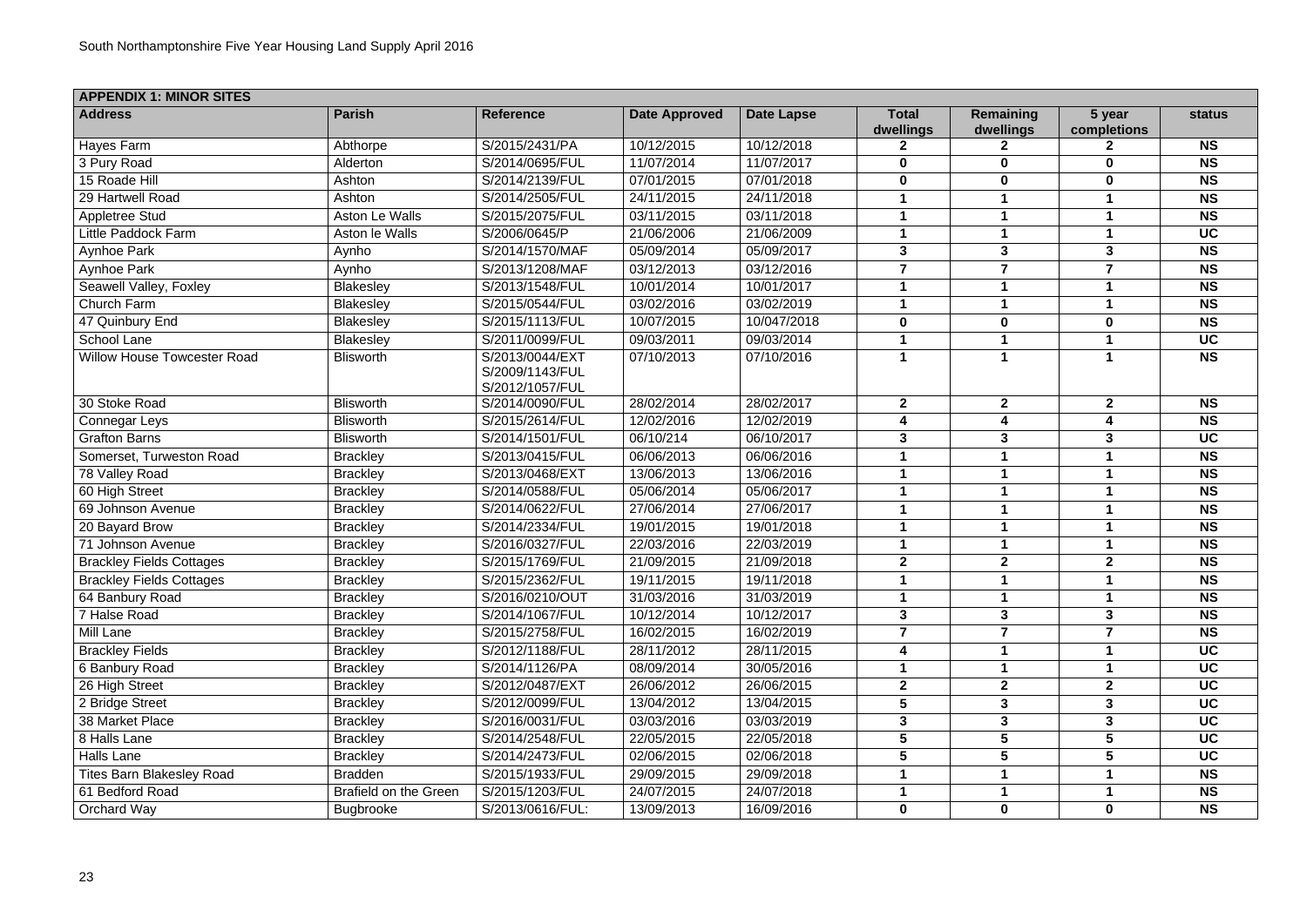| APPENDIX 1: MINOR SITES | | | | | | | | |
|---|---|---|---|---|---|---|---|---|
| **Address** | **Parish** | **Reference** | **Date Approved** | **Date Lapse** | **Total dwellings** | **Remaining dwellings** | **5 year completions** | **status** |
| Hayes Farm | Abthorpe | S/2015/2431/PA | 10/12/2015 | 10/12/2018 | **2** | **2** | **2** | **NS** |
| 3 Pury Road | Alderton | S/2014/0695/FUL | 11/07/2014 | 11/07/2017 | **0** | **0** | **0** | **NS** |
| 15 Roade Hill | Ashton | S/2014/2139/FUL | 07/01/2015 | 07/01/2018 | **0** | **0** | **0** | **NS** |
| 29 Hartwell Road | Ashton | S/2014/2505/FUL | 24/11/2015 | 24/11/2018 | **1** | **1** | **1** | **NS** |
| Appletree Stud | Aston Le Walls | S/2015/2075/FUL | 03/11/2015 | 03/11/2018 | **1** | **1** | **1** | **NS** |
| Little Paddock Farm | Aston le Walls | S/2006/0645/P | 21/06/2006 | 21/06/2009 | **1** | **1** | **1** | **UC** |
| Aynhoe Park | Aynho | S/2014/1570/MAF | 05/09/2014 | 05/09/2017 | **3** | **3** | **3** | **NS** |
| Aynhoe Park | Aynho | S/2013/1208/MAF | 03/12/2013 | 03/12/2016 | **7** | **7** | **7** | **NS** |
| Seawell Valley, Foxley | Blakesley | S/2013/1548/FUL | 10/01/2014 | 10/01/2017 | **1** | **1** | **1** | **NS** |
| Church Farm | Blakesley | S/2015/0544/FUL | 03/02/2016 | 03/02/2019 | **1** | **1** | **1** | **NS** |
| 47 Quinbury End | Blakesley | S/2015/1113/FUL | 10/07/2015 | 10/047/2018 | **0** | **0** | **0** | **NS** |
| School Lane | Blakesley | S/2011/0099/FUL | 09/03/2011 | 09/03/2014 | **1** | **1** | **1** | **UC** |
| Willow House Towcester Road | Blisworth | S/2013/0044/EXT S/2009/1143/FUL S/2012/1057/FUL | 07/10/2013 | 07/10/2016 | **1** | **1** | **1** | **NS** |
| 30 Stoke Road | Blisworth | S/2014/0090/FUL | 28/02/2014 | 28/02/2017 | **2** | **2** | **2** | **NS** |
| Connegar Leys | Blisworth | S/2015/2614/FUL | 12/02/2016 | 12/02/2019 | **4** | **4** | **4** | **NS** |
| Grafton Barns | Blisworth | S/2014/1501/FUL | 06/10/214 | 06/10/2017 | **3** | **3** | **3** | **UC** |
| Somerset, Turweston Road | Brackley | S/2013/0415/FUL | 06/06/2013 | 06/06/2016 | **1** | **1** | **1** | **NS** |
| 78 Valley Road | Brackley | S/2013/0468/EXT | 13/06/2013 | 13/06/2016 | **1** | **1** | **1** | **NS** |
| 60 High Street | Brackley | S/2014/0588/FUL | 05/06/2014 | 05/06/2017 | **1** | **1** | **1** | **NS** |
| 69 Johnson Avenue | Brackley | S/2014/0622/FUL | 27/06/2014 | 27/06/2017 | **1** | **1** | **1** | **NS** |
| 20 Bayard Brow | Brackley | S/2014/2334/FUL | 19/01/2015 | 19/01/2018 | **1** | **1** | **1** | **NS** |
| 71 Johnson Avenue | Brackley | S/2016/0327/FUL | 22/03/2016 | 22/03/2019 | **1** | **1** | **1** | **NS** |
| Brackley Fields Cottages | Brackley | S/2015/1769/FUL | 21/09/2015 | 21/09/2018 | **2** | **2** | **2** | **NS** |
| Brackley Fields Cottages | Brackley | S/2015/2362/FUL | 19/11/2015 | 19/11/2018 | **1** | **1** | **1** | **NS** |
| 64 Banbury Road | Brackley | S/2016/0210/OUT | 31/03/2016 | 31/03/2019 | **1** | **1** | **1** | **NS** |
| 7 Halse Road | Brackley | S/2014/1067/FUL | 10/12/2014 | 10/12/2017 | **3** | **3** | **3** | **NS** |
| Mill Lane | Brackley | S/2015/2758/FUL | 16/02/2015 | 16/02/2019 | **7** | **7** | **7** | **NS** |
| Brackley Fields | Brackley | S/2012/1188/FUL | 28/11/2012 | 28/11/2015 | **4** | **1** | **1** | **UC** |
| 6 Banbury Road | Brackley | S/2014/1126/PA | 08/09/2014 | 30/05/2016 | **1** | **1** | **1** | **UC** |
| 26 High Street | Brackley | S/2012/0487/EXT | 26/06/2012 | 26/06/2015 | **2** | **2** | **2** | **UC** |
| 2 Bridge Street | Brackley | S/2012/0099/FUL | 13/04/2012 | 13/04/2015 | **5** | **3** | **3** | **UC** |
| 38 Market Place | Brackley | S/2016/0031/FUL | 03/03/2016 | 03/03/2019 | **3** | **3** | **3** | **UC** |
| 8 Halls Lane | Brackley | S/2014/2548/FUL | 22/05/2015 | 22/05/2018 | **5** | **5** | **5** | **UC** |
| Halls Lane | Brackley | S/2014/2473/FUL | 02/06/2015 | 02/06/2018 | **5** | **5** | **5** | **UC** |
| Tites Barn Blakesley Road | Bradden | S/2015/1933/FUL | 29/09/2015 | 29/09/2018 | **1** | **1** | **1** | **NS** |
| 61 Bedford Road | Brafield on the Green | S/2015/1203/FUL | 24/07/2015 | 24/07/2018 | **1** | **1** | **1** | **NS** |
| Orchard Way | Bugbrooke | S/2013/0616/FUL: | 13/09/2013 | 16/09/2016 | **0** | **0** | **0** | **NS** |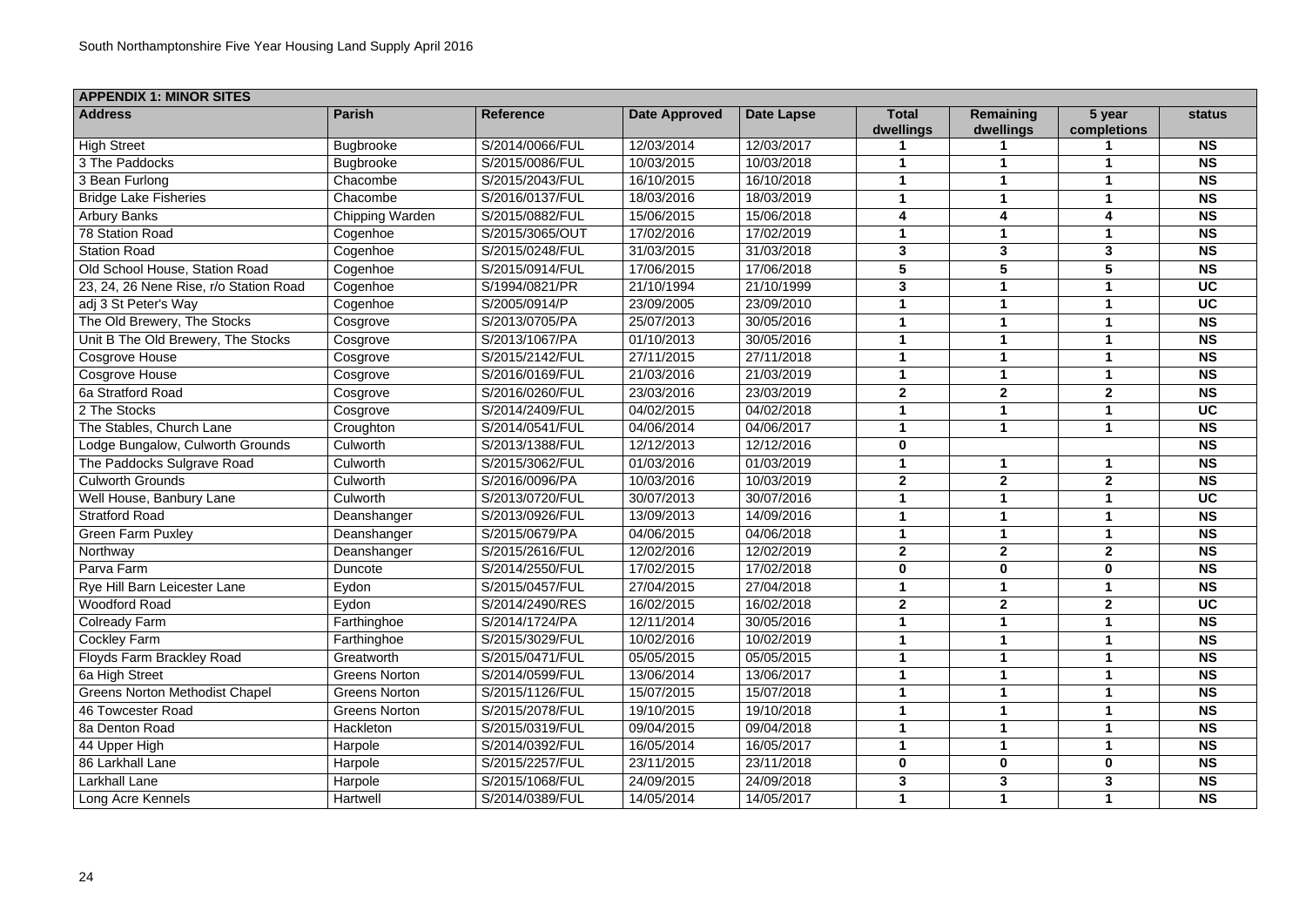## APPENDIX 1: MINOR SITES

| Address | Parish | Reference | Date Approved | Date Lapse | Total dwellings | Remaining dwellings | 5 year completions | status |
|---|---|---|---|---|---|---|---|---|
| High Street | Bugbrooke | S/2014/0066/FUL | 12/03/2014 | 12/03/2017 | 1 | 1 | 1 | NS |
| 3 The Paddocks | Bugbrooke | S/2015/0086/FUL | 10/03/2015 | 10/03/2018 | 1 | 1 | 1 | NS |
| 3 Bean Furlong | Chacombe | S/2015/2043/FUL | 16/10/2015 | 16/10/2018 | 1 | 1 | 1 | NS |
| Bridge Lake Fisheries | Chacombe | S/2016/0137/FUL | 18/03/2016 | 18/03/2019 | 1 | 1 | 1 | NS |
| Arbury Banks | Chipping Warden | S/2015/0882/FUL | 15/06/2015 | 15/06/2018 | 4 | 4 | 4 | NS |
| 78 Station Road | Cogenhoe | S/2015/3065/OUT | 17/02/2016 | 17/02/2019 | 1 | 1 | 1 | NS |
| Station Road | Cogenhoe | S/2015/0248/FUL | 31/03/2015 | 31/03/2018 | 3 | 3 | 3 | NS |
| Old School House, Station Road | Cogenhoe | S/2015/0914/FUL | 17/06/2015 | 17/06/2018 | 5 | 5 | 5 | NS |
| 23, 24, 26 Nene Rise, r/o Station Road | Cogenhoe | S/1994/0821/PR | 21/10/1994 | 21/10/1999 | 3 | 1 | 1 | UC |
| adj 3 St Peter's Way | Cogenhoe | S/2005/0914/P | 23/09/2005 | 23/09/2010 | 1 | 1 | 1 | UC |
| The Old Brewery, The Stocks | Cosgrove | S/2013/0705/PA | 25/07/2013 | 30/05/2016 | 1 | 1 | 1 | NS |
| Unit B The Old Brewery, The Stocks | Cosgrove | S/2013/1067/PA | 01/10/2013 | 30/05/2016 | 1 | 1 | 1 | NS |
| Cosgrove House | Cosgrove | S/2015/2142/FUL | 27/11/2015 | 27/11/2018 | 1 | 1 | 1 | NS |
| Cosgrove House | Cosgrove | S/2016/0169/FUL | 21/03/2016 | 21/03/2019 | 1 | 1 | 1 | NS |
| 6a Stratford Road | Cosgrove | S/2016/0260/FUL | 23/03/2016 | 23/03/2019 | 2 | 2 | 2 | NS |
| 2 The Stocks | Cosgrove | S/2014/2409/FUL | 04/02/2015 | 04/02/2018 | 1 | 1 | 1 | UC |
| The Stables, Church Lane | Croughton | S/2014/0541/FUL | 04/06/2014 | 04/06/2017 | 1 | 1 | 1 | NS |
| Lodge Bungalow, Culworth Grounds | Culworth | S/2013/1388/FUL | 12/12/2013 | 12/12/2016 | 0 | | | NS |
| The Paddocks Sulgrave Road | Culworth | S/2015/3062/FUL | 01/03/2016 | 01/03/2019 | 1 | 1 | 1 | NS |
| Culworth Grounds | Culworth | S/2016/0096/PA | 10/03/2016 | 10/03/2019 | 2 | 2 | 2 | NS |
| Well House, Banbury Lane | Culworth | S/2013/0720/FUL | 30/07/2013 | 30/07/2016 | 1 | 1 | 1 | UC |
| Stratford Road | Deanshanger | S/2013/0926/FUL | 13/09/2013 | 14/09/2016 | 1 | 1 | 1 | NS |
| Green Farm Puxley | Deanshanger | S/2015/0679/PA | 04/06/2015 | 04/06/2018 | 1 | 1 | 1 | NS |
| Northway | Deanshanger | S/2015/2616/FUL | 12/02/2016 | 12/02/2019 | 2 | 2 | 2 | NS |
| Parva Farm | Duncote | S/2014/2550/FUL | 17/02/2015 | 17/02/2018 | 0 | 0 | 0 | NS |
| Rye Hill Barn Leicester Lane | Eydon | S/2015/0457/FUL | 27/04/2015 | 27/04/2018 | 1 | 1 | 1 | NS |
| Woodford Road | Eydon | S/2014/2490/RES | 16/02/2015 | 16/02/2018 | 2 | 2 | 2 | UC |
| Colready Farm | Farthinghoe | S/2014/1724/PA | 12/11/2014 | 30/05/2016 | 1 | 1 | 1 | NS |
| Cockley Farm | Farthinghoe | S/2015/3029/FUL | 10/02/2016 | 10/02/2019 | 1 | 1 | 1 | NS |
| Floyds Farm Brackley Road | Greatworth | S/2015/0471/FUL | 05/05/2015 | 05/05/2015 | 1 | 1 | 1 | NS |
| 6a High Street | Greens Norton | S/2014/0599/FUL | 13/06/2014 | 13/06/2017 | 1 | 1 | 1 | NS |
| Greens Norton Methodist Chapel | Greens Norton | S/2015/1126/FUL | 15/07/2015 | 15/07/2018 | 1 | 1 | 1 | NS |
| 46 Towcester Road | Greens Norton | S/2015/2078/FUL | 19/10/2015 | 19/10/2018 | 1 | 1 | 1 | NS |
| 8a Denton Road | Hackleton | S/2015/0319/FUL | 09/04/2015 | 09/04/2018 | 1 | 1 | 1 | NS |
| 44 Upper High | Harpole | S/2014/0392/FUL | 16/05/2014 | 16/05/2017 | 1 | 1 | 1 | NS |
| 86 Larkhall Lane | Harpole | S/2015/2257/FUL | 23/11/2015 | 23/11/2018 | 0 | 0 | 0 | NS |
| Larkhall Lane | Harpole | S/2015/1068/FUL | 24/09/2015 | 24/09/2018 | 3 | 3 | 3 | NS |
| Long Acre Kennels | Hartwell | S/2014/0389/FUL | 14/05/2014 | 14/05/2017 | 1 | 1 | 1 | NS |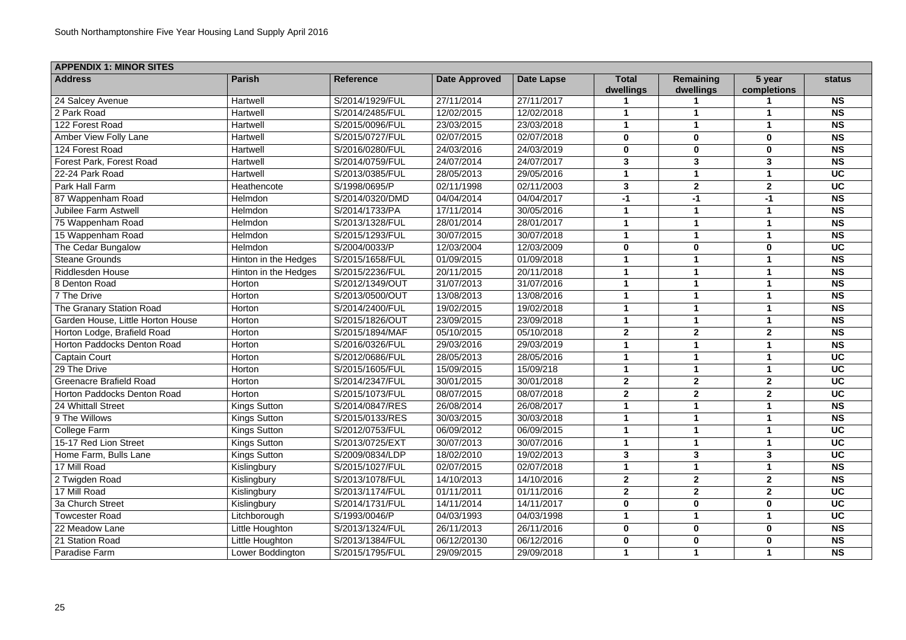| APPENDIX 1: MINOR SITES | | | | | | | | |
|---|---|---|---|---|---|---|---|---|
| **Address** | **Parish** | **Reference** | **Date Approved** | **Date Lapse** | **Total dwellings** | **Remaining dwellings** | **5 year completions** | **status** |
| 24 Salcey Avenue | Hartwell | S/2014/1929/FUL | 27/11/2014 | 27/11/2017 | **1** | **1** | **1** | **NS** |
| 2 Park Road | Hartwell | S/2014/2485/FUL | 12/02/2015 | 12/02/2018 | **1** | **1** | **1** | **NS** |
| 122 Forest Road | Hartwell | S/2015/0096/FUL | 23/03/2015 | 23/03/2018 | **1** | **1** | **1** | **NS** |
| Amber View Folly Lane | Hartwell | S/2015/0727/FUL | 02/07/2015 | 02/07/2018 | **0** | **0** | **0** | **NS** |
| 124 Forest Road | Hartwell | S/2016/0280/FUL | 24/03/2016 | 24/03/2019 | **0** | **0** | **0** | **NS** |
| Forest Park, Forest Road | Hartwell | S/2014/0759/FUL | 24/07/2014 | 24/07/2017 | **3** | **3** | **3** | **NS** |
| 22-24 Park Road | Hartwell | S/2013/0385/FUL | 28/05/2013 | 29/05/2016 | **1** | **1** | **1** | **UC** |
| Park Hall Farm | Heathencote | S/1998/0695/P | 02/11/1998 | 02/11/2003 | **3** | **2** | **2** | **UC** |
| 87 Wappenham Road | Helmdon | S/2014/0320/DMD | 04/04/2014 | 04/04/2017 | **-1** | **-1** | **-1** | **NS** |
| Jubilee Farm Astwell | Helmdon | S/2014/1733/PA | 17/11/2014 | 30/05/2016 | **1** | **1** | **1** | **NS** |
| 75 Wappenham Road | Helmdon | S/2013/1328/FUL | 28/01/2014 | 28/01/2017 | **1** | **1** | **1** | **NS** |
| 15 Wappenham Road | Helmdon | S/2015/1293/FUL | 30/07/2015 | 30/07/2018 | **1** | **1** | **1** | **NS** |
| The Cedar Bungalow | Helmdon | S/2004/0033/P | 12/03/2004 | 12/03/2009 | **0** | **0** | **0** | **UC** |
| Steane Grounds | Hinton in the Hedges | S/2015/1658/FUL | 01/09/2015 | 01/09/2018 | **1** | **1** | **1** | **NS** |
| Riddlesden House | Hinton in the Hedges | S/2015/2236/FUL | 20/11/2015 | 20/11/2018 | **1** | **1** | **1** | **NS** |
| 8 Denton Road | Horton | S/2012/1349/OUT | 31/07/2013 | 31/07/2016 | **1** | **1** | **1** | **NS** |
| 7 The Drive | Horton | S/2013/0500/OUT | 13/08/2013 | 13/08/2016 | **1** | **1** | **1** | **NS** |
| The Granary Station Road | Horton | S/2014/2400/FUL | 19/02/2015 | 19/02/2018 | **1** | **1** | **1** | **NS** |
| Garden House, Little Horton House | Horton | S/2015/1826/OUT | 23/09/2015 | 23/09/2018 | **1** | **1** | **1** | **NS** |
| Horton Lodge, Brafield Road | Horton | S/2015/1894/MAF | 05/10/2015 | 05/10/2018 | **2** | **2** | **2** | **NS** |
| Horton Paddocks Denton Road | Horton | S/2016/0326/FUL | 29/03/2016 | 29/03/2019 | **1** | **1** | **1** | **NS** |
| Captain Court | Horton | S/2012/0686/FUL | 28/05/2013 | 28/05/2016 | **1** | **1** | **1** | **UC** |
| 29 The Drive | Horton | S/2015/1605/FUL | 15/09/2015 | 15/09/218 | **1** | **1** | **1** | **UC** |
| Greenacre Brafield Road | Horton | S/2014/2347/FUL | 30/01/2015 | 30/01/2018 | **2** | **2** | **2** | **UC** |
| Horton Paddocks Denton Road | Horton | S/2015/1073/FUL | 08/07/2015 | 08/07/2018 | **2** | **2** | **2** | **UC** |
| 24 Whittall Street | Kings Sutton | S/2014/0847/RES | 26/08/2014 | 26/08/2017 | **1** | **1** | **1** | **NS** |
| 9 The Willows | Kings Sutton | S/2015/0133/RES | 30/03/2015 | 30/03/2018 | **1** | **1** | **1** | **NS** |
| College Farm | Kings Sutton | S/2012/0753/FUL | 06/09/2012 | 06/09/2015 | **1** | **1** | **1** | **UC** |
| 15-17 Red Lion Street | Kings Sutton | S/2013/0725/EXT | 30/07/2013 | 30/07/2016 | **1** | **1** | **1** | **UC** |
| Home Farm, Bulls Lane | Kings Sutton | S/2009/0834/LDP | 18/02/2010 | 19/02/2013 | **3** | **3** | **3** | **UC** |
| 17 Mill Road | Kislingbury | S/2015/1027/FUL | 02/07/2015 | 02/07/2018 | **1** | **1** | **1** | **NS** |
| 2 Twigden Road | Kislingbury | S/2013/1078/FUL | 14/10/2013 | 14/10/2016 | **2** | **2** | **2** | **NS** |
| 17 Mill Road | Kislingbury | S/2013/1174/FUL | 01/11/2011 | 01/11/2016 | **2** | **2** | **2** | **UC** |
| 3a Church Street | Kislingbury | S/2014/1731/FUL | 14/11/2014 | 14/11/2017 | **0** | **0** | **0** | **UC** |
| Towcester Road | Litchborough | S/1993/0046/P | 04/03/1993 | 04/03/1998 | **1** | **1** | **1** | **UC** |
| 22 Meadow Lane | Little Houghton | S/2013/1324/FUL | 26/11/2013 | 26/11/2016 | **0** | **0** | **0** | **NS** |
| 21 Station Road | Little Houghton | S/2013/1384/FUL | 06/12/20130 | 06/12/2016 | **0** | **0** | **0** | **NS** |
| Paradise Farm | Lower Boddington | S/2015/1795/FUL | 29/09/2015 | 29/09/2018 | **1** | **1** | **1** | **NS** |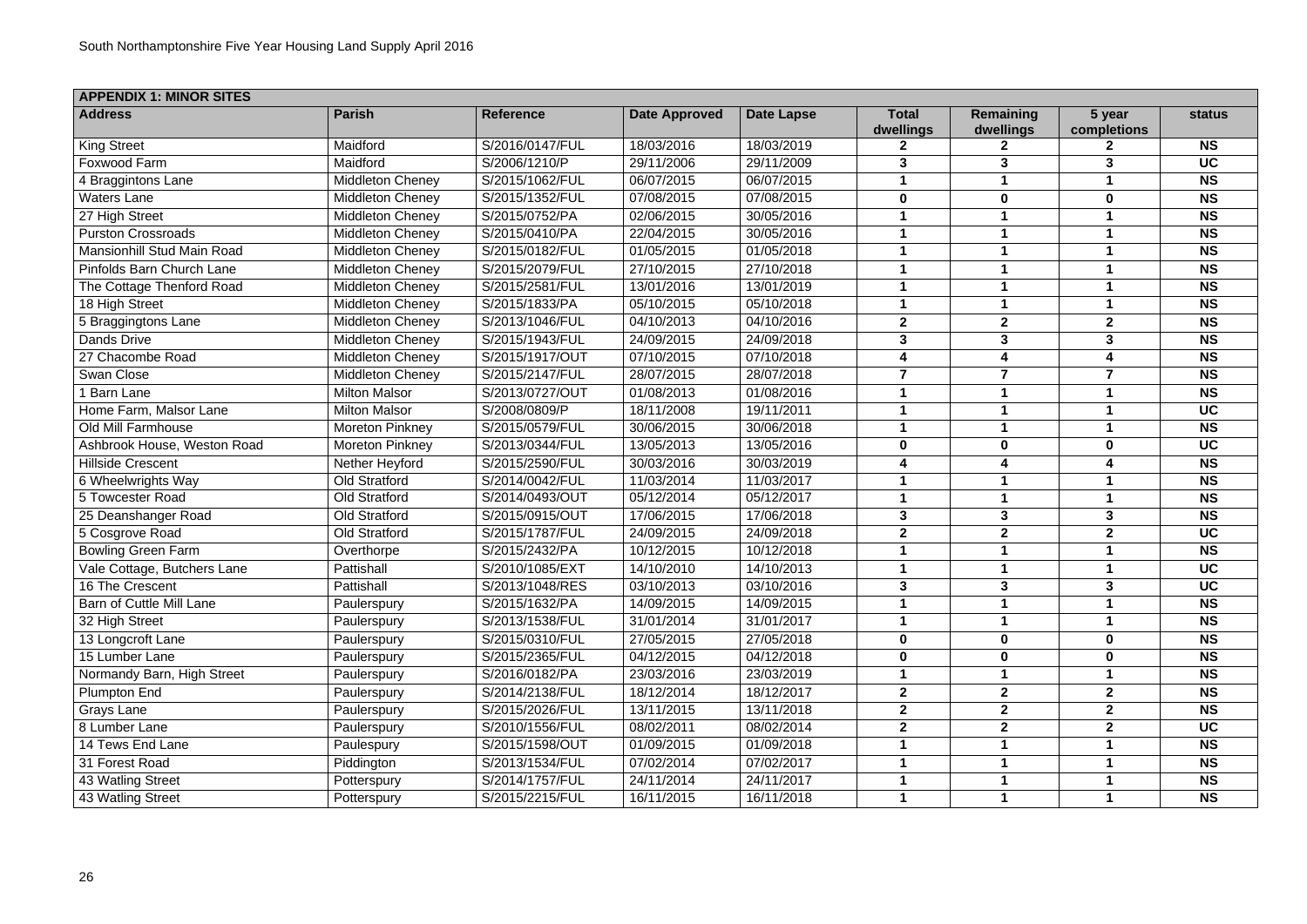| APPENDIX 1: MINOR SITES | | | | | | | | |
|---|---|---|---|---|---|---|---|---|
| **Address** | **Parish** | **Reference** | **Date Approved** | **Date Lapse** | **Total dwellings** | **Remaining dwellings** | **5 year completions** | **status** |
| King Street | Maidford | S/2016/0147/FUL | 18/03/2016 | 18/03/2019 | 2 | 2 | 2 | NS |
| Foxwood Farm | Maidford | S/2006/1210/P | 29/11/2006 | 29/11/2009 | 3 | 3 | 3 | UC |
| 4 Braggintons Lane | Middleton Cheney | S/2015/1062/FUL | 06/07/2015 | 06/07/2015 | 1 | 1 | 1 | NS |
| Waters Lane | Middleton Cheney | S/2015/1352/FUL | 07/08/2015 | 07/08/2015 | 0 | 0 | 0 | NS |
| 27 High Street | Middleton Cheney | S/2015/0752/PA | 02/06/2015 | 30/05/2016 | 1 | 1 | 1 | NS |
| Purston Crossroads | Middleton Cheney | S/2015/0410/PA | 22/04/2015 | 30/05/2016 | 1 | 1 | 1 | NS |
| Mansionhill Stud Main Road | Middleton Cheney | S/2015/0182/FUL | 01/05/2015 | 01/05/2018 | 1 | 1 | 1 | NS |
| Pinfolds Barn Church Lane | Middleton Cheney | S/2015/2079/FUL | 27/10/2015 | 27/10/2018 | 1 | 1 | 1 | NS |
| The Cottage Thenford Road | Middleton Cheney | S/2015/2581/FUL | 13/01/2016 | 13/01/2019 | 1 | 1 | 1 | NS |
| 18 High Street | Middleton Cheney | S/2015/1833/PA | 05/10/2015 | 05/10/2018 | 1 | 1 | 1 | NS |
| 5 Braggingtons Lane | Middleton Cheney | S/2013/1046/FUL | 04/10/2013 | 04/10/2016 | 2 | 2 | 2 | NS |
| Dands Drive | Middleton Cheney | S/2015/1943/FUL | 24/09/2015 | 24/09/2018 | 3 | 3 | 3 | NS |
| 27 Chacombe Road | Middleton Cheney | S/2015/1917/OUT | 07/10/2015 | 07/10/2018 | 4 | 4 | 4 | NS |
| Swan Close | Middleton Cheney | S/2015/2147/FUL | 28/07/2015 | 28/07/2018 | 7 | 7 | 7 | NS |
| 1 Barn Lane | Milton Malsor | S/2013/0727/OUT | 01/08/2013 | 01/08/2016 | 1 | 1 | 1 | NS |
| Home Farm, Malsor Lane | Milton Malsor | S/2008/0809/P | 18/11/2008 | 19/11/2011 | 1 | 1 | 1 | UC |
| Old Mill Farmhouse | Moreton Pinkney | S/2015/0579/FUL | 30/06/2015 | 30/06/2018 | 1 | 1 | 1 | NS |
| Ashbrook House, Weston Road | Moreton Pinkney | S/2013/0344/FUL | 13/05/2013 | 13/05/2016 | 0 | 0 | 0 | UC |
| Hillside Crescent | Nether Heyford | S/2015/2590/FUL | 30/03/2016 | 30/03/2019 | 4 | 4 | 4 | NS |
| 6 Wheelwrights Way | Old Stratford | S/2014/0042/FUL | 11/03/2014 | 11/03/2017 | 1 | 1 | 1 | NS |
| 5 Towcester Road | Old Stratford | S/2014/0493/OUT | 05/12/2014 | 05/12/2017 | 1 | 1 | 1 | NS |
| 25 Deanshanger Road | Old Stratford | S/2015/0915/OUT | 17/06/2015 | 17/06/2018 | 3 | 3 | 3 | NS |
| 5 Cosgrove Road | Old Stratford | S/2015/1787/FUL | 24/09/2015 | 24/09/2018 | 2 | 2 | 2 | UC |
| Bowling Green Farm | Overthorpe | S/2015/2432/PA | 10/12/2015 | 10/12/2018 | 1 | 1 | 1 | NS |
| Vale Cottage, Butchers Lane | Pattishall | S/2010/1085/EXT | 14/10/2010 | 14/10/2013 | 1 | 1 | 1 | UC |
| 16 The Crescent | Pattishall | S/2013/1048/RES | 03/10/2013 | 03/10/2016 | 3 | 3 | 3 | UC |
| Barn of Cuttle Mill Lane | Paulerspury | S/2015/1632/PA | 14/09/2015 | 14/09/2015 | 1 | 1 | 1 | NS |
| 32 High Street | Paulerspury | S/2013/1538/FUL | 31/01/2014 | 31/01/2017 | 1 | 1 | 1 | NS |
| 13 Longcroft Lane | Paulerspury | S/2015/0310/FUL | 27/05/2015 | 27/05/2018 | 0 | 0 | 0 | NS |
| 15 Lumber Lane | Paulerspury | S/2015/2365/FUL | 04/12/2015 | 04/12/2018 | 0 | 0 | 0 | NS |
| Normandy Barn, High Street | Paulerspury | S/2016/0182/PA | 23/03/2016 | 23/03/2019 | 1 | 1 | 1 | NS |
| Plumpton End | Paulerspury | S/2014/2138/FUL | 18/12/2014 | 18/12/2017 | 2 | 2 | 2 | NS |
| Grays Lane | Paulerspury | S/2015/2026/FUL | 13/11/2015 | 13/11/2018 | 2 | 2 | 2 | NS |
| 8 Lumber Lane | Paulerspury | S/2010/1556/FUL | 08/02/2011 | 08/02/2014 | 2 | 2 | 2 | UC |
| 14 Tews End Lane | Paulespury | S/2015/1598/OUT | 01/09/2015 | 01/09/2018 | 1 | 1 | 1 | NS |
| 31 Forest Road | Piddington | S/2013/1534/FUL | 07/02/2014 | 07/02/2017 | 1 | 1 | 1 | NS |
| 43 Watling Street | Potterspury | S/2014/1757/FUL | 24/11/2014 | 24/11/2017 | 1 | 1 | 1 | NS |
| 43 Watling Street | Potterspury | S/2015/2215/FUL | 16/11/2015 | 16/11/2018 | 1 | 1 | 1 | NS |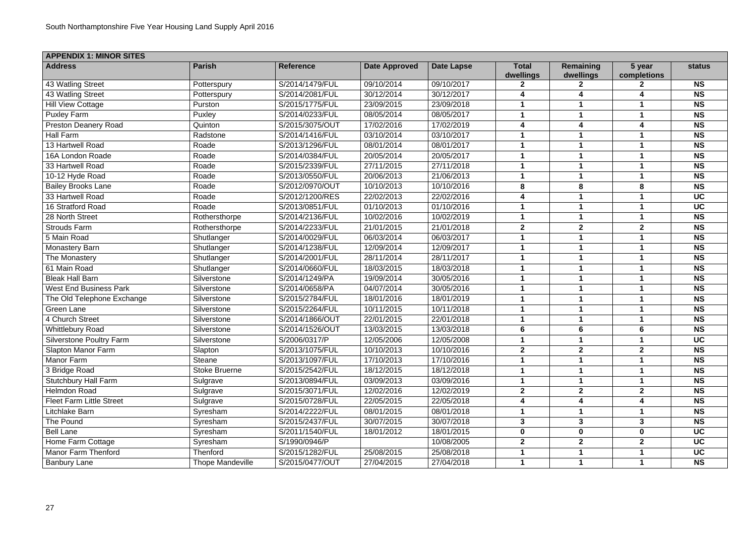| APPENDIX 1: MINOR SITES | | | | | | | | |
|---|---|---|---|---|---|---|---|---|
| **Address** | **Parish** | **Reference** | **Date Approved** | **Date Lapse** | **Total dwellings** | **Remaining dwellings** | **5 year completions** | **status** |
| 43 Watling Street | Potterspury | S/2014/1479/FUL | 09/10/2014 | 09/10/2017 | 2 | 2 | 2 | NS |
| 43 Watling Street | Potterspury | S/2014/2081/FUL | 30/12/2014 | 30/12/2017 | 4 | 4 | 4 | NS |
| Hill View Cottage | Purston | S/2015/1775/FUL | 23/09/2015 | 23/09/2018 | 1 | 1 | 1 | NS |
| Puxley Farm | Puxley | S/2014/0233/FUL | 08/05/2014 | 08/05/2017 | 1 | 1 | 1 | NS |
| Preston Deanery Road | Quinton | S/2015/3075/OUT | 17/02/2016 | 17/02/2019 | 4 | 4 | 4 | NS |
| Hall Farm | Radstone | S/2014/1416/FUL | 03/10/2014 | 03/10/2017 | 1 | 1 | 1 | NS |
| 13 Hartwell Road | Roade | S/2013/1296/FUL | 08/01/2014 | 08/01/2017 | 1 | 1 | 1 | NS |
| 16A London Roade | Roade | S/2014/0384/FUL | 20/05/2014 | 20/05/2017 | 1 | 1 | 1 | NS |
| 33 Hartwell Road | Roade | S/2015/2339/FUL | 27/11/2015 | 27/11/2018 | 1 | 1 | 1 | NS |
| 10-12 Hyde Road | Roade | S/2013/0550/FUL | 20/06/2013 | 21/06/2013 | 1 | 1 | 1 | NS |
| Bailey Brooks Lane | Roade | S/2012/0970/OUT | 10/10/2013 | 10/10/2016 | 8 | 8 | 8 | NS |
| 33 Hartwell Road | Roade | S/2012/1200/RES | 22/02/2013 | 22/02/2016 | 4 | 1 | 1 | UC |
| 16 Stratford Road | Roade | S/2013/0851/FUL | 01/10/2013 | 01/10/2016 | 1 | 1 | 1 | UC |
| 28 North Street | Rothersthorpe | S/2014/2136/FUL | 10/02/2016 | 10/02/2019 | 1 | 1 | 1 | NS |
| Strouds Farm | Rothersthorpe | S/2014/2233/FUL | 21/01/2015 | 21/01/2018 | 2 | 2 | 2 | NS |
| 5 Main Road | Shutlanger | S/2014/0029/FUL | 06/03/2014 | 06/03/2017 | 1 | 1 | 1 | NS |
| Monastery Barn | Shutlanger | S/2014/1238/FUL | 12/09/2014 | 12/09/2017 | 1 | 1 | 1 | NS |
| The Monastery | Shutlanger | S/2014/2001/FUL | 28/11/2014 | 28/11/2017 | 1 | 1 | 1 | NS |
| 61 Main Road | Shutlanger | S/2014/0660/FUL | 18/03/2015 | 18/03/2018 | 1 | 1 | 1 | NS |
| Bleak Hall Barn | Silverstone | S/2014/1249/PA | 19/09/2014 | 30/05/2016 | 1 | 1 | 1 | NS |
| West End Business Park | Silverstone | S/2014/0658/PA | 04/07/2014 | 30/05/2016 | 1 | 1 | 1 | NS |
| The Old Telephone Exchange | Silverstone | S/2015/2784/FUL | 18/01/2016 | 18/01/2019 | 1 | 1 | 1 | NS |
| Green Lane | Silverstone | S/2015/2264/FUL | 10/11/2015 | 10/11/2018 | 1 | 1 | 1 | NS |
| 4 Church Street | Silverstone | S/2014/1866/OUT | 22/01/2015 | 22/01/2018 | 1 | 1 | 1 | NS |
| Whittlebury Road | Silverstone | S/2014/1526/OUT | 13/03/2015 | 13/03/2018 | 6 | 6 | 6 | NS |
| Silverstone Poultry Farm | Silverstone | S/2006/0317/P | 12/05/2006 | 12/05/2008 | 1 | 1 | 1 | UC |
| Slapton Manor Farm | Slapton | S/2013/1075/FUL | 10/10/2013 | 10/10/2016 | 2 | 2 | 2 | NS |
| Manor Farm | Steane | S/2013/1097/FUL | 17/10/2013 | 17/10/2016 | 1 | 1 | 1 | NS |
| 3 Bridge Road | Stoke Bruerne | S/2015/2542/FUL | 18/12/2015 | 18/12/2018 | 1 | 1 | 1 | NS |
| Stutchbury Hall Farm | Sulgrave | S/2013/0894/FUL | 03/09/2013 | 03/09/2016 | 1 | 1 | 1 | NS |
| Helmdon Road | Sulgrave | S/2015/3071/FUL | 12/02/2016 | 12/02/2019 | 2 | 2 | 2 | NS |
| Fleet Farm Little Street | Sulgrave | S/2015/0728/FUL | 22/05/2015 | 22/05/2018 | 4 | 4 | 4 | NS |
| Litchlake Barn | Syresham | S/2014/2222/FUL | 08/01/2015 | 08/01/2018 | 1 | 1 | 1 | NS |
| The Pound | Syresham | S/2015/2437/FUL | 30/07/2015 | 30/07/2018 | 3 | 3 | 3 | NS |
| Bell Lane | Syresham | S/2011/1540/FUL | 18/01/2012 | 18/01/2015 | 0 | 0 | 0 | UC |
| Home Farm Cottage | Syresham | S/1990/0946/P | | 10/08/2005 | 2 | 2 | 2 | UC |
| Manor Farm Thenford | Thenford | S/2015/1282/FUL | 25/08/2015 | 25/08/2018 | 1 | 1 | 1 | UC |
| Banbury Lane | Thope Mandeville | S/2015/0477/OUT | 27/04/2015 | 27/04/2018 | 1 | 1 | 1 | NS |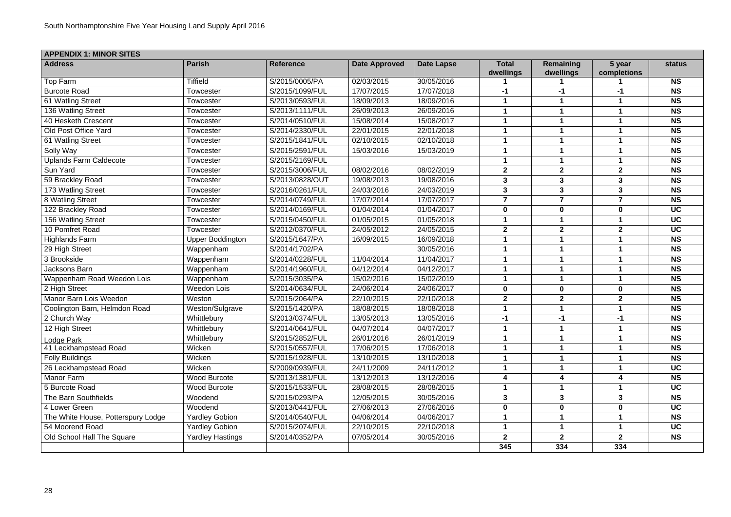| APPENDIX 1: MINOR SITES | | | | | | | | |
|---|---|---|---|---|---|---|---|---|
| **Address** | **Parish** | **Reference** | **Date Approved** | **Date Lapse** | **Total dwellings** | **Remaining dwellings** | **5 year completions** | **status** |
| Top Farm | Tiffield | S/2015/0005/PA | 02/03/2015 | 30/05/2016 | 1 | 1 | 1 | NS |
| Burcote Road | Towcester | S/2015/1099/FUL | 17/07/2015 | 17/07/2018 | -1 | -1 | -1 | NS |
| 61 Watling Street | Towcester | S/2013/0593/FUL | 18/09/2013 | 18/09/2016 | 1 | 1 | 1 | NS |
| 136 Watling Street | Towcester | S/2013/1111/FUL | 26/09/2013 | 26/09/2016 | 1 | 1 | 1 | NS |
| 40 Hesketh Crescent | Towcester | S/2014/0510/FUL | 15/08/2014 | 15/08/2017 | 1 | 1 | 1 | NS |
| Old Post Office Yard | Towcester | S/2014/2330/FUL | 22/01/2015 | 22/01/2018 | 1 | 1 | 1 | NS |
| 61 Watling Street | Towcester | S/2015/1841/FUL | 02/10/2015 | 02/10/2018 | 1 | 1 | 1 | NS |
| Solly Way | Towcester | S/2015/2591/FUL | 15/03/2016 | 15/03/2019 | 1 | 1 | 1 | NS |
| Uplands Farm Caldecote | Towcester | S/2015/2169/FUL | | | 1 | 1 | 1 | NS |
| Sun Yard | Towcester | S/2015/3006/FUL | 08/02/2016 | 08/02/2019 | 2 | 2 | 2 | NS |
| 59 Brackley Road | Towcester | S/2013/0828/OUT | 19/08/2013 | 19/08/2016 | 3 | 3 | 3 | NS |
| 173 Watling Street | Towcester | S/2016/0261/FUL | 24/03/2016 | 24/03/2019 | 3 | 3 | 3 | NS |
| 8 Watling Street | Towcester | S/2014/0749/FUL | 17/07/2014 | 17/07/2017 | 7 | 7 | 7 | NS |
| 122 Brackley Road | Towcester | S/2014/0169/FUL | 01/04/2014 | 01/04/2017 | 0 | 0 | 0 | UC |
| 156 Watling Street | Towcester | S/2015/0450/FUL | 01/05/2015 | 01/05/2018 | 1 | 1 | 1 | UC |
| 10 Pomfret Road | Towcester | S/2012/0370/FUL | 24/05/2012 | 24/05/2015 | 2 | 2 | 2 | UC |
| Highlands Farm | Upper Boddington | S/2015/1647/PA | 16/09/2015 | 16/09/2018 | 1 | 1 | 1 | NS |
| 29 High Street | Wappenham | S/2014/1702/PA | | 30/05/2016 | 1 | 1 | 1 | NS |
| 3 Brookside | Wappenham | S/2014/0228/FUL | 11/04/2014 | 11/04/2017 | 1 | 1 | 1 | NS |
| Jacksons Barn | Wappenham | S/2014/1960/FUL | 04/12/2014 | 04/12/2017 | 1 | 1 | 1 | NS |
| Wappenham Road Weedon Lois | Wappenham | S/2015/3035/PA | 15/02/2016 | 15/02/2019 | 1 | 1 | 1 | NS |
| 2 High Street | Weedon Lois | S/2014/0634/FUL | 24/06/2014 | 24/06/2017 | 0 | 0 | 0 | NS |
| Manor Barn Lois Weedon | Weston | S/2015/2064/PA | 22/10/2015 | 22/10/2018 | 2 | 2 | 2 | NS |
| Coolington Barn, Helmdon Road | Weston/Sulgrave | S/2015/1420/PA | 18/08/2015 | 18/08/2018 | 1 | 1 | 1 | NS |
| 2 Church Way | Whittlebury | S/2013/0374/FUL | 13/05/2013 | 13/05/2016 | -1 | -1 | -1 | NS |
| 12 High Street | Whittlebury | S/2014/0641/FUL | 04/07/2014 | 04/07/2017 | 1 | 1 | 1 | NS |
| Lodge Park | Whittlebury | S/2015/2852/FUL | 26/01/2016 | 26/01/2019 | 1 | 1 | 1 | NS |
| 41 Leckhampstead Road | Wicken | S/2015/0557/FUL | 17/06/2015 | 17/06/2018 | 1 | 1 | 1 | NS |
| Folly Buildings | Wicken | S/2015/1928/FUL | 13/10/2015 | 13/10/2018 | 1 | 1 | 1 | NS |
| 26 Leckhampstead Road | Wicken | S/2009/0939/FUL | 24/11/2009 | 24/11/2012 | 1 | 1 | 1 | UC |
| Manor Farm | Wood Burcote | S/2013/1381/FUL | 13/12/2013 | 13/12/2016 | 4 | 4 | 4 | NS |
| 5 Burcote Road | Wood Burcote | S/2015/1533/FUL | 28/08/2015 | 28/08/2015 | 1 | 1 | 1 | UC |
| The Barn Southfields | Woodend | S/2015/0293/PA | 12/05/2015 | 30/05/2016 | 3 | 3 | 3 | NS |
| 4 Lower Green | Woodend | S/2013/0441/FUL | 27/06/2013 | 27/06/2016 | 0 | 0 | 0 | UC |
| The White House, Potterspury Lodge | Yardley Gobion | S/2014/0540/FUL | 04/06/2014 | 04/06/2017 | 1 | 1 | 1 | NS |
| 54 Moorend Road | Yardley Gobion | S/2015/2074/FUL | 22/10/2015 | 22/10/2018 | 1 | 1 | 1 | UC |
| Old School Hall The Square | Yardley Hastings | S/2014/0352/PA | 07/05/2014 | 30/05/2016 | 2 | 2 | 2 | NS |
| | | | | | 345 | 334 | 334 | |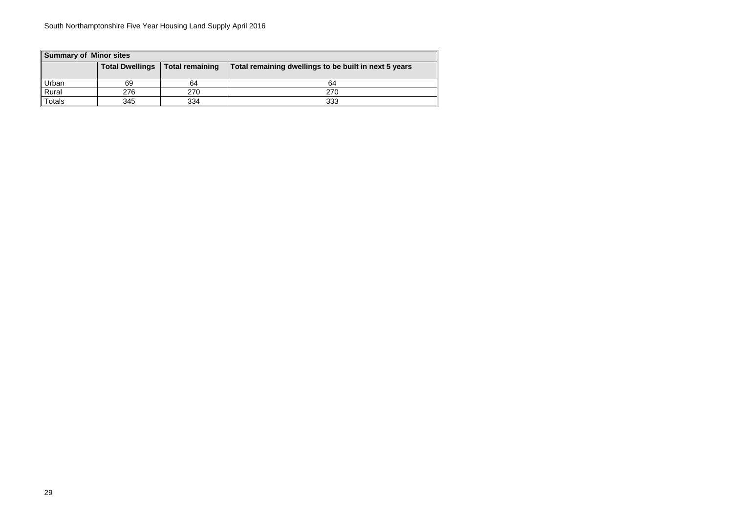| Summary of Minor sites | | | |
|---|---|---|---|
| | **Total Dwellings** | **Total remaining** | **Total remaining dwellings to be built in next 5 years** |
| Urban | 69 | 64 | 64 |
| Rural | 276 | 270 | 270 |
| Totals | 345 | 334 | 333 |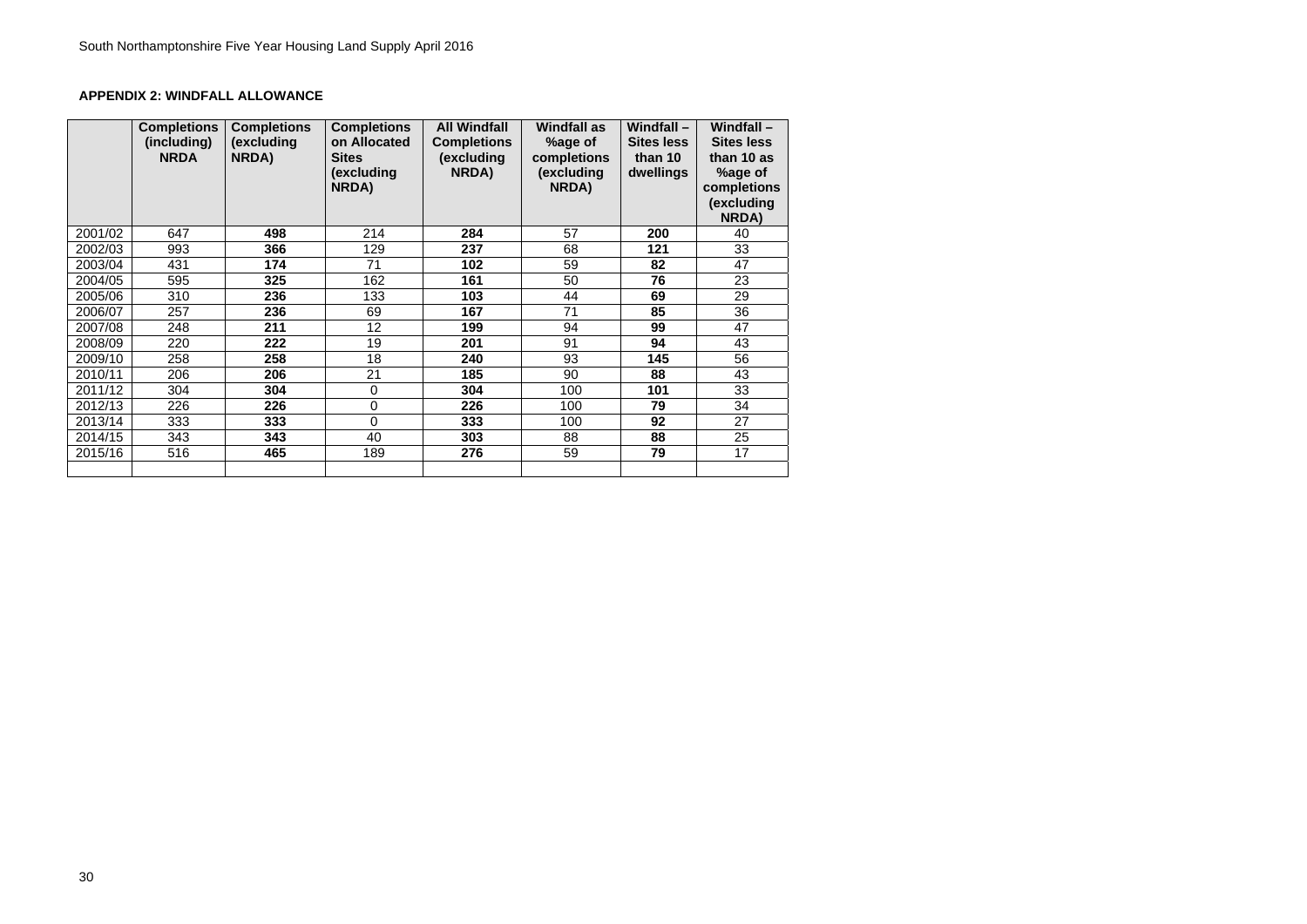## APPENDIX 2: WINDFALL ALLOWANCE

| | Completions (including) NRDA | Completions (excluding NRDA) | Completions on Allocated Sites (excluding NRDA) | All Windfall Completions (excluding NRDA) | Windfall as %age of completions (excluding NRDA) | Windfall – Sites less than 10 dwellings | Windfall – Sites less than 10 as %age of completions (excluding NRDA) |
|---|---|---|---|---|---|---|---|
| 2001/02 | 647 | **498** | 214 | **284** | 57 | **200** | 40 |
| 2002/03 | 993 | **366** | 129 | **237** | 68 | **121** | 33 |
| 2003/04 | 431 | **174** | 71 | **102** | 59 | **82** | 47 |
| 2004/05 | 595 | **325** | 162 | **161** | 50 | **76** | 23 |
| 2005/06 | 310 | **236** | 133 | **103** | 44 | **69** | 29 |
| 2006/07 | 257 | **236** | 69 | **167** | 71 | **85** | 36 |
| 2007/08 | 248 | **211** | 12 | **199** | 94 | **99** | 47 |
| 2008/09 | 220 | **222** | 19 | **201** | 91 | **94** | 43 |
| 2009/10 | 258 | **258** | 18 | **240** | 93 | **145** | 56 |
| 2010/11 | 206 | **206** | 21 | **185** | 90 | **88** | 43 |
| 2011/12 | 304 | **304** | 0 | **304** | 100 | **101** | 33 |
| 2012/13 | 226 | **226** | 0 | **226** | 100 | **79** | 34 |
| 2013/14 | 333 | **333** | 0 | **333** | 100 | **92** | 27 |
| 2014/15 | 343 | **343** | 40 | **303** | 88 | **88** | 25 |
| 2015/16 | 516 | **465** | 189 | **276** | 59 | **79** | 17 |
| | | | | | | | |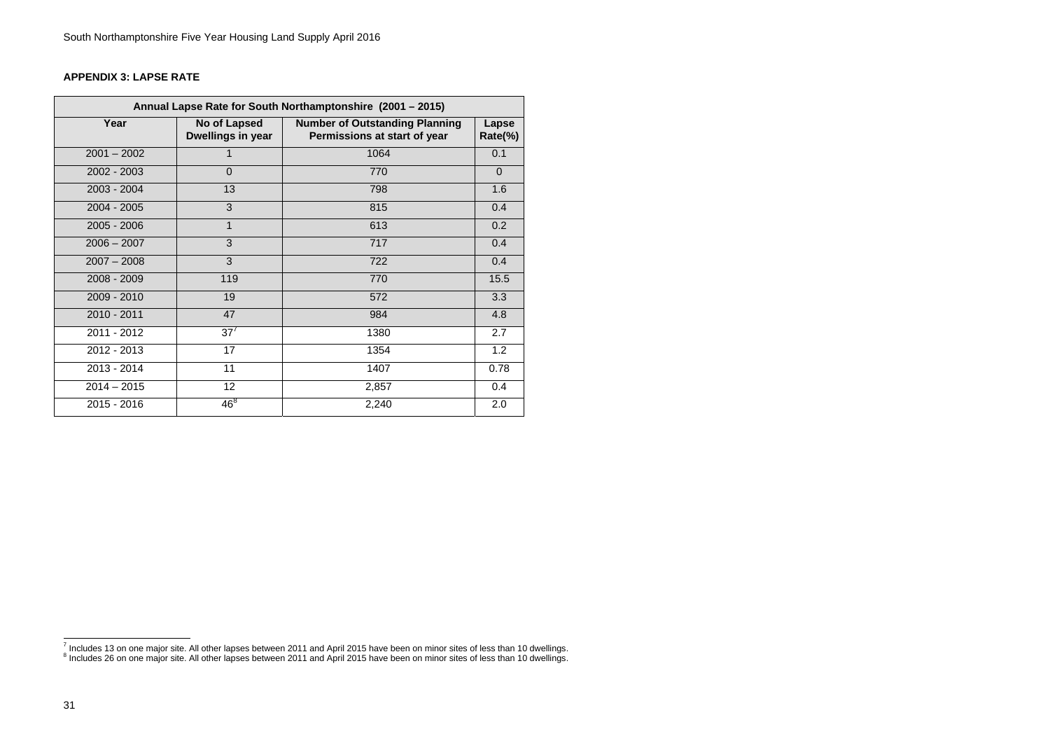## APPENDIX 3: LAPSE RATE

| Annual Lapse Rate for South Northamptonshire (2001 – 2015) | | | |
|---|---|---|---|
| **Year** | **No of Lapsed Dwellings in year** | **Number of Outstanding Planning Permissions at start of year** | **Lapse Rate(%)** |
| 2001 – 2002 | 1 | 1064 | 0.1 |
| 2002 - 2003 | 0 | 770 | 0 |
| 2003 - 2004 | 13 | 798 | 1.6 |
| 2004 - 2005 | 3 | 815 | 0.4 |
| 2005 - 2006 | 1 | 613 | 0.2 |
| 2006 – 2007 | 3 | 717 | 0.4 |
| 2007 – 2008 | 3 | 722 | 0.4 |
| 2008 - 2009 | 119 | 770 | 15.5 |
| 2009 - 2010 | 19 | 572 | 3.3 |
| 2010 - 2011 | 47 | 984 | 4.8 |
| 2011 - 2012 | 37[7] | 1380 | 2.7 |
| 2012 - 2013 | 17 | 1354 | 1.2 |
| 2013 - 2014 | 11 | 1407 | 0.78 |
| 2014 – 2015 | 12 | 2,857 | 0.4 |
| 2015 - 2016 | 46[8] | 2,240 | 2.0 |

[7] Includes 13 on one major site. All other lapses between 2011 and April 2015 have been on minor sites of less than 10 dwellings.
[8] Includes 26 on one major site. All other lapses between 2011 and April 2015 have been on minor sites of less than 10 dwellings.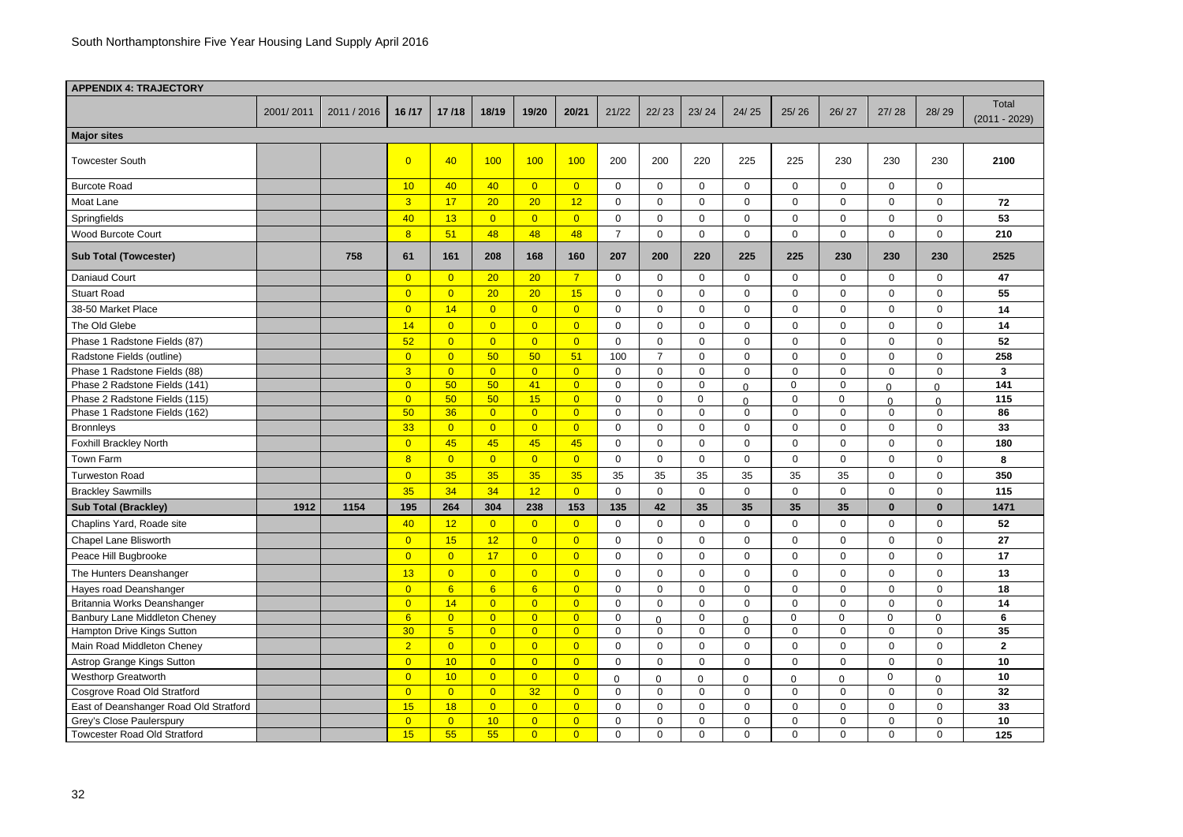South Northamptonshire Five Year Housing Land Supply April 2016

| APPENDIX 4: TRAJECTORY | | | | | | | | | | | | | | | | |
|---|---|---|---|---|---|---|---|---|---|---|---|---|---|---|---|---|
| | 2001/ 2011 | 2011 / 2016 | 16 /17 | 17 /18 | 18/19 | 19/20 | 20/21 | 21/22 | 22/ 23 | 23/ 24 | 24/ 25 | 25/ 26 | 26/ 27 | 27/ 28 | 28/ 29 | Total (2011 - 2029) |
| **Major sites** | | | | | | | | | | | | | | | | |
| Towcester South | | | 0 | 40 | 100 | 100 | 100 | 200 | 200 | 220 | 225 | 225 | 230 | 230 | 230 | **2100** |
| Burcote Road | | | 10 | 40 | 40 | 0 | 0 | 0 | 0 | 0 | 0 | 0 | 0 | 0 | 0 | |
| Moat Lane | | | 3 | 17 | 20 | 20 | 12 | 0 | 0 | 0 | 0 | 0 | 0 | 0 | 0 | **72** |
| Springfields | | | 40 | 13 | 0 | 0 | 0 | 0 | 0 | 0 | 0 | 0 | 0 | 0 | 0 | **53** |
| Wood Burcote Court | | | 8 | 51 | 48 | 48 | 48 | 7 | 0 | 0 | 0 | 0 | 0 | 0 | 0 | **210** |
| **Sub Total (Towcester)** | | **758** | **61** | **161** | **208** | **168** | **160** | **207** | **200** | **220** | **225** | **225** | **230** | **230** | **230** | **2525** |
| Daniaud Court | | | 0 | 0 | 20 | 20 | 7 | 0 | 0 | 0 | 0 | 0 | 0 | 0 | 0 | **47** |
| Stuart Road | | | 0 | 0 | 20 | 20 | 15 | 0 | 0 | 0 | 0 | 0 | 0 | 0 | 0 | **55** |
| 38-50 Market Place | | | 0 | 14 | 0 | 0 | 0 | 0 | 0 | 0 | 0 | 0 | 0 | 0 | 0 | **14** |
| The Old Glebe | | | 14 | 0 | 0 | 0 | 0 | 0 | 0 | 0 | 0 | 0 | 0 | 0 | 0 | **14** |
| Phase 1 Radstone Fields (87) | | | 52 | 0 | 0 | 0 | 0 | 0 | 0 | 0 | 0 | 0 | 0 | 0 | 0 | **52** |
| Radstone Fields (outline) | | | 0 | 0 | 50 | 50 | 51 | 100 | 7 | 0 | 0 | 0 | 0 | 0 | 0 | **258** |
| Phase 1 Radstone Fields (88) | | | 3 | 0 | 0 | 0 | 0 | 0 | 0 | 0 | 0 | 0 | 0 | 0 | 0 | **3** |
| Phase 2 Radstone Fields (141) | | | 0 | 50 | 50 | 41 | 0 | 0 | 0 | 0 | 0 | 0 | 0 | 0 | 0 | **141** |
| Phase 2 Radstone Fields (115) | | | 0 | 50 | 50 | 15 | 0 | 0 | 0 | 0 | 0 | 0 | 0 | 0 | 0 | **115** |
| Phase 1 Radstone Fields (162) | | | 50 | 36 | 0 | 0 | 0 | 0 | 0 | 0 | 0 | 0 | 0 | 0 | 0 | **86** |
| Bronnleys | | | 33 | 0 | 0 | 0 | 0 | 0 | 0 | 0 | 0 | 0 | 0 | 0 | 0 | **33** |
| Foxhill Brackley North | | | 0 | 45 | 45 | 45 | 45 | 0 | 0 | 0 | 0 | 0 | 0 | 0 | 0 | **180** |
| Town Farm | | | 8 | 0 | 0 | 0 | 0 | 0 | 0 | 0 | 0 | 0 | 0 | 0 | 0 | **8** |
| Turweston Road | | | 0 | 35 | 35 | 35 | 35 | 35 | 35 | 35 | 35 | 35 | 35 | 0 | 0 | **350** |
| Brackley Sawmills | | | 35 | 34 | 34 | 12 | 0 | 0 | 0 | 0 | 0 | 0 | 0 | 0 | 0 | **115** |
| **Sub Total (Brackley)** | **1912** | **1154** | **195** | **264** | **304** | **238** | **153** | **135** | **42** | **35** | **35** | **35** | **35** | **0** | **0** | **1471** |
| Chaplins Yard, Roade site | | | 40 | 12 | 0 | 0 | 0 | 0 | 0 | 0 | 0 | 0 | 0 | 0 | 0 | **52** |
| Chapel Lane Blisworth | | | 0 | 15 | 12 | 0 | 0 | 0 | 0 | 0 | 0 | 0 | 0 | 0 | 0 | **27** |
| Peace Hill Bugbrooke | | | 0 | 0 | 17 | 0 | 0 | 0 | 0 | 0 | 0 | 0 | 0 | 0 | 0 | **17** |
| The Hunters Deanshanger | | | 13 | 0 | 0 | 0 | 0 | 0 | 0 | 0 | 0 | 0 | 0 | 0 | 0 | **13** |
| Hayes road Deanshanger | | | 0 | 6 | 6 | 6 | 0 | 0 | 0 | 0 | 0 | 0 | 0 | 0 | 0 | **18** |
| Britannia Works Deanshanger | | | 0 | 14 | 0 | 0 | 0 | 0 | 0 | 0 | 0 | 0 | 0 | 0 | 0 | **14** |
| Banbury Lane Middleton Cheney | | | 6 | 0 | 0 | 0 | 0 | 0 | 0 | 0 | 0 | 0 | 0 | 0 | 0 | **6** |
| Hampton Drive Kings Sutton | | | 30 | 5 | 0 | 0 | 0 | 0 | 0 | 0 | 0 | 0 | 0 | 0 | 0 | **35** |
| Main Road Middleton Cheney | | | 2 | 0 | 0 | 0 | 0 | 0 | 0 | 0 | 0 | 0 | 0 | 0 | 0 | **2** |
| Astrop Grange Kings Sutton | | | 0 | 10 | 0 | 0 | 0 | 0 | 0 | 0 | 0 | 0 | 0 | 0 | 0 | **10** |
| Westhorp Greatworth | | | 0 | 10 | 0 | 0 | 0 | 0 | 0 | 0 | 0 | 0 | 0 | 0 | 0 | **10** |
| Cosgrove Road Old Stratford | | | 0 | 0 | 0 | 32 | 0 | 0 | 0 | 0 | 0 | 0 | 0 | 0 | 0 | **32** |
| East of Deanshanger Road Old Stratford | | | 15 | 18 | 0 | 0 | 0 | 0 | 0 | 0 | 0 | 0 | 0 | 0 | 0 | **33** |
| Grey's Close Paulerspury | | | 0 | 0 | 10 | 0 | 0 | 0 | 0 | 0 | 0 | 0 | 0 | 0 | 0 | **10** |
| Towcester Road Old Stratford | | | 15 | 55 | 55 | 0 | 0 | 0 | 0 | 0 | 0 | 0 | 0 | 0 | 0 | **125** |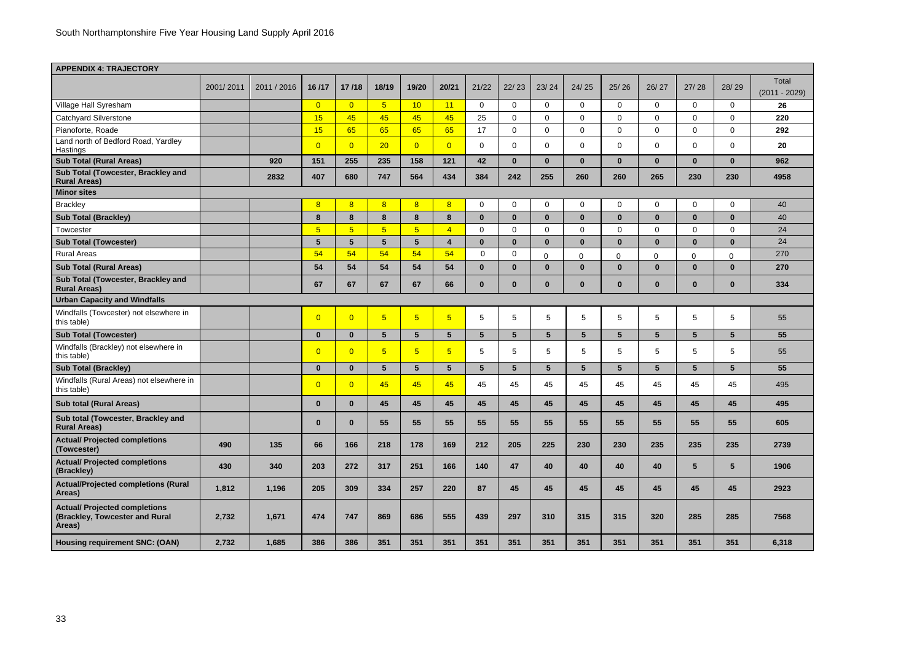| APPENDIX 4: TRAJECTORY | | | | | | | | | | | | | | | | | |
|---|---|---|---|---|---|---|---|---|---|---|---|---|---|---|---|---|---|
| | 2001/ 2011 | 2011 / 2016 | 16 /17 | 17 /18 | 18/19 | 19/20 | 20/21 | 21/22 | 22/ 23 | 23/ 24 | 24/ 25 | 25/ 26 | 26/ 27 | 27/ 28 | 28/ 29 | Total (2011 - 2029) |
| Village Hall Syresham | | | 0 | 0 | 5 | 10 | 11 | 0 | 0 | 0 | 0 | 0 | 0 | 0 | 0 | **26** |
| Catchyard Silverstone | | | 15 | 45 | 45 | 45 | 45 | 25 | 0 | 0 | 0 | 0 | 0 | 0 | 0 | **220** |
| Pianoforte, Roade | | | 15 | 65 | 65 | 65 | 65 | 17 | 0 | 0 | 0 | 0 | 0 | 0 | 0 | **292** |
| Land north of Bedford Road, Yardley Hastings | | | 0 | 0 | 20 | 0 | 0 | 0 | 0 | 0 | 0 | 0 | 0 | 0 | 0 | **20** |
| **Sub Total (Rural Areas)** | | **920** | **151** | **255** | **235** | **158** | **121** | **42** | **0** | **0** | **0** | **0** | **0** | **0** | **0** | **962** |
| **Sub Total (Towcester, Brackley and Rural Areas)** | | **2832** | **407** | **680** | **747** | **564** | **434** | **384** | **242** | **255** | **260** | **260** | **265** | **230** | **230** | **4958** |
| **Minor sites** | | | | | | | | | | | | | | | | |
| Brackley | | | 8 | 8 | 8 | 8 | 8 | 0 | 0 | 0 | 0 | 0 | 0 | 0 | 0 | 40 |
| **Sub Total (Brackley)** | | | **8** | **8** | **8** | **8** | **8** | **0** | **0** | **0** | **0** | **0** | **0** | **0** | **0** | 40 |
| Towcester | | | 5 | 5 | 5 | 5 | 4 | 0 | 0 | 0 | 0 | 0 | 0 | 0 | 0 | 24 |
| **Sub Total (Towcester)** | | | **5** | **5** | **5** | **5** | **4** | **0** | **0** | **0** | **0** | **0** | **0** | **0** | **0** | 24 |
| Rural Areas | | | 54 | 54 | 54 | 54 | 54 | 0 | 0 | 0 | 0 | 0 | 0 | 0 | 0 | 270 |
| **Sub Total (Rural Areas)** | | | **54** | **54** | **54** | **54** | **54** | **0** | **0** | **0** | **0** | **0** | **0** | **0** | **0** | **270** |
| **Sub Total (Towcester, Brackley and Rural Areas)** | | | **67** | **67** | **67** | **67** | **66** | **0** | **0** | **0** | **0** | **0** | **0** | **0** | **0** | **334** |
| **Urban Capacity and Windfalls** | | | | | | | | | | | | | | | | |
| Windfalls (Towcester) not elsewhere in this table) | | | 0 | 0 | 5 | 5 | 5 | 5 | 5 | 5 | 5 | 5 | 5 | 5 | 5 | 55 |
| **Sub Total (Towcester)** | | | **0** | **0** | **5** | **5** | **5** | **5** | **5** | **5** | **5** | **5** | **5** | **5** | **5** | **55** |
| Windfalls (Brackley) not elsewhere in this table) | | | 0 | 0 | 5 | 5 | 5 | 5 | 5 | 5 | 5 | 5 | 5 | 5 | 5 | 55 |
| **Sub Total (Brackley)** | | | **0** | **0** | **5** | **5** | **5** | **5** | **5** | **5** | **5** | **5** | **5** | **5** | **5** | **55** |
| Windfalls (Rural Areas) not elsewhere in this table) | | | 0 | 0 | 45 | 45 | 45 | 45 | 45 | 45 | 45 | 45 | 45 | 45 | 45 | 495 |
| **Sub total (Rural Areas)** | | | **0** | **0** | **45** | **45** | **45** | **45** | **45** | **45** | **45** | **45** | **45** | **45** | **45** | **495** |
| **Sub total (Towcester, Brackley and Rural Areas)** | | | **0** | **0** | **55** | **55** | **55** | **55** | **55** | **55** | **55** | **55** | **55** | **55** | **55** | **605** |
| **Actual/ Projected completions (Towcester)** | **490** | **135** | **66** | **166** | **218** | **178** | **169** | **212** | **205** | **225** | **230** | **230** | **235** | **235** | **235** | **2739** |
| **Actual/ Projected completions (Brackley)** | **430** | **340** | **203** | **272** | **317** | **251** | **166** | **140** | **47** | **40** | **40** | **40** | **40** | **5** | **5** | **1906** |
| **Actual/Projected completions (Rural Areas)** | **1,812** | **1,196** | **205** | **309** | **334** | **257** | **220** | **87** | **45** | **45** | **45** | **45** | **45** | **45** | **45** | **2923** |
| **Actual/ Projected completions (Brackley, Towcester and Rural Areas)** | **2,732** | **1,671** | **474** | **747** | **869** | **686** | **555** | **439** | **297** | **310** | **315** | **315** | **320** | **285** | **285** | **7568** |
| **Housing requirement SNC: (OAN)** | **2,732** | **1,685** | **386** | **386** | **351** | **351** | **351** | **351** | **351** | **351** | **351** | **351** | **351** | **351** | **351** | **6,318** |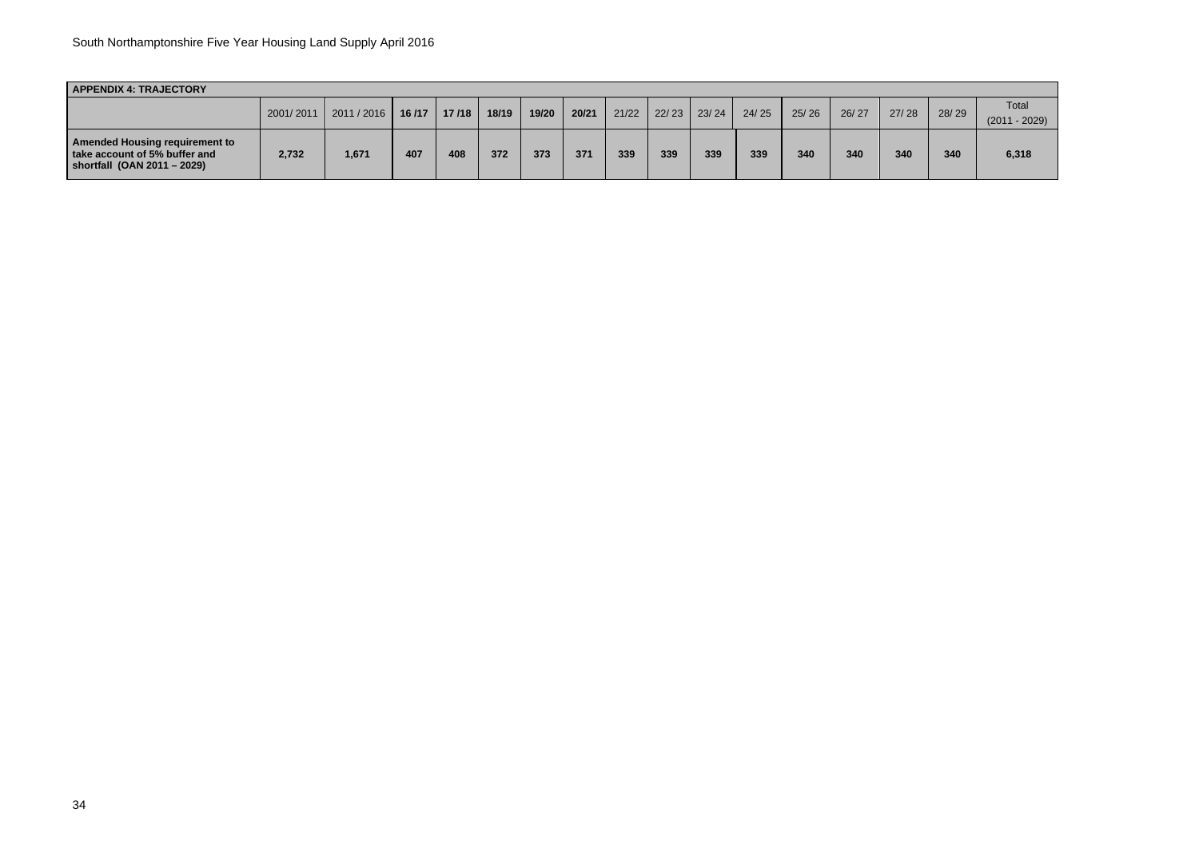| APPENDIX 4: TRAJECTORY | | | | | | | | | | | | | | | | | |
|---|---|---|---|---|---|---|---|---|---|---|---|---|---|---|---|---|---|
| | 2001/ 2011 | 2011 / 2016 | **16 /17** | **17 /18** | **18/19** | **19/20** | **20/21** | 21/22 | 22/ 23 | 23/ 24 | 24/ 25 | 25/ 26 | 26/ 27 | 27/ 28 | 28/ 29 | Total (2011 - 2029) |
| **Amended Housing requirement to take account of 5% buffer and shortfall (OAN 2011 – 2029)** | **2,732** | **1,671** | **407** | **408** | **372** | **373** | **371** | **339** | **339** | **339** | **339** | **340** | **340** | **340** | **340** | **6,318** |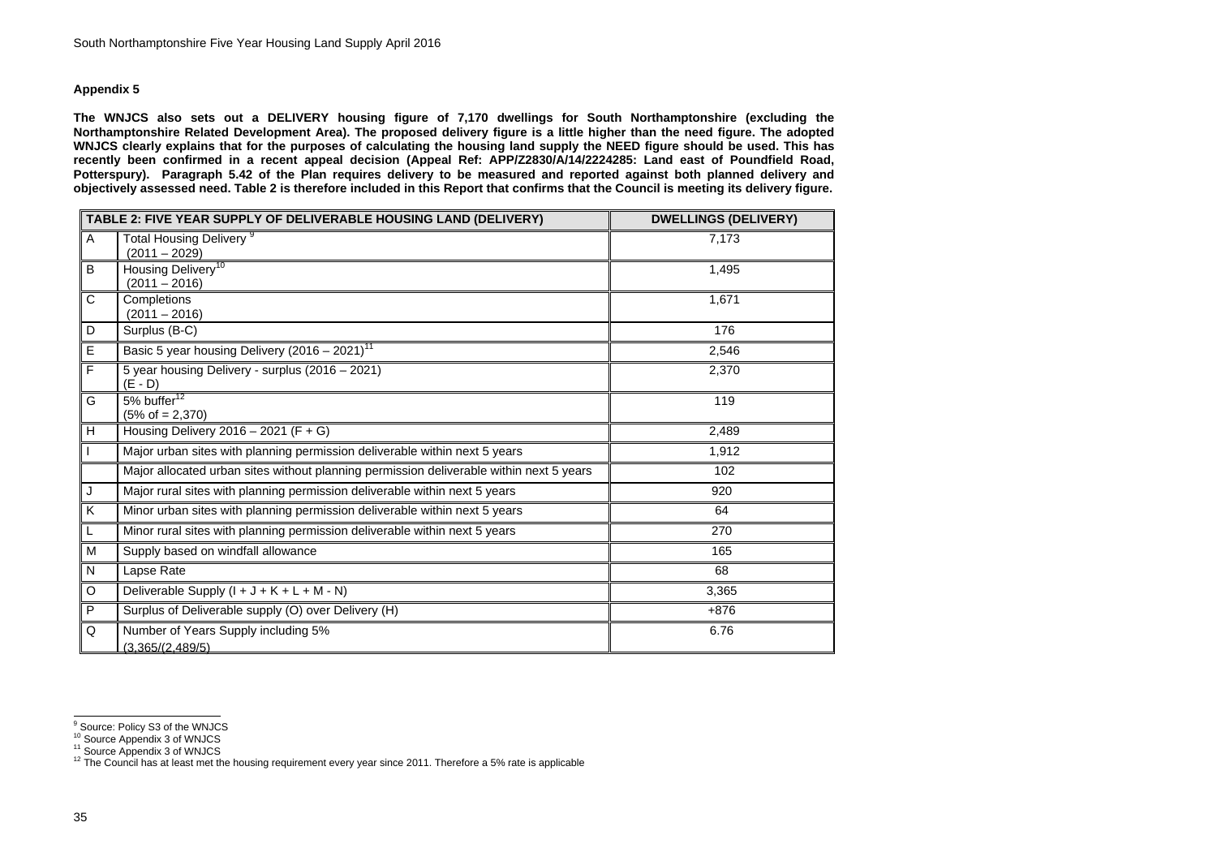## Appendix 5

**The WNJCS also sets out a DELIVERY housing figure of 7,170 dwellings for South Northamptonshire (excluding the Northamptonshire Related Development Area). The proposed delivery figure is a little higher than the need figure. The adopted WNJCS clearly explains that for the purposes of calculating the housing land supply the NEED figure should be used. This has recently been confirmed in a recent appeal decision (Appeal Ref: APP/Z2830/A/14/2224285: Land east of Poundfield Road, Potterspury). Paragraph 5.42 of the Plan requires delivery to be measured and reported against both planned delivery and objectively assessed need. Table 2 is therefore included in this Report that confirms that the Council is meeting its delivery figure.**

| | TABLE 2: FIVE YEAR SUPPLY OF DELIVERABLE HOUSING LAND (DELIVERY) | DWELLINGS (DELIVERY) |
|---|---|---|
| A | Total Housing Delivery [9] (2011 – 2029) | 7,173 |
| B | Housing Delivery[10] (2011 – 2016) | 1,495 |
| C | Completions (2011 – 2016) | 1,671 |
| D | Surplus (B-C) | 176 |
| E | Basic 5 year housing Delivery (2016 – 2021)[11] | 2,546 |
| F | 5 year housing Delivery - surplus (2016 – 2021) (E - D) | 2,370 |
| G | 5% buffer[12] (5% of = 2,370) | 119 |
| H | Housing Delivery 2016 – 2021 (F + G) | 2,489 |
| I | Major urban sites with planning permission deliverable within next 5 years | 1,912 |
| | Major allocated urban sites without planning permission deliverable within next 5 years | 102 |
| J | Major rural sites with planning permission deliverable within next 5 years | 920 |
| K | Minor urban sites with planning permission deliverable within next 5 years | 64 |
| L | Minor rural sites with planning permission deliverable within next 5 years | 270 |
| M | Supply based on windfall allowance | 165 |
| N | Lapse Rate | 68 |
| O | Deliverable Supply (I + J + K + L + M - N) | 3,365 |
| P | Surplus of Deliverable supply (O) over Delivery (H) | +876 |
| Q | Number of Years Supply including 5% (3,365/(2,489/5) | 6.76 |

[9] Source: Policy S3 of the WNJCS

[10] Source Appendix 3 of WNJCS

[11] Source Appendix 3 of WNJCS

[12] The Council has at least met the housing requirement every year since 2011. Therefore a 5% rate is applicable